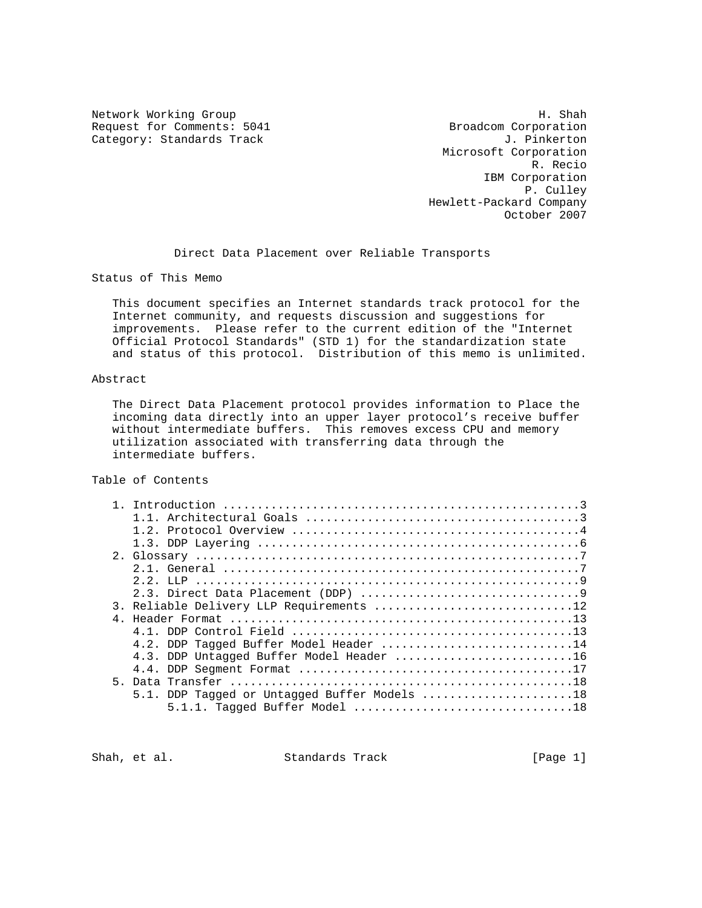Network Working Group H. Shah
Request for Comments: 5041 Broadcom Corporation
Category: Standards Track J. Pinkerton
Microsoft Corporation
R. Recio
IBM Corporation
P. Culley
Hewlett-Packard Company
October 2007

# Direct Data Placement over Reliable Transports

## Status of This Memo

This document specifies an Internet standards track protocol for the Internet community, and requests discussion and suggestions for improvements. Please refer to the current edition of the "Internet Official Protocol Standards" (STD 1) for the standardization state and status of this protocol. Distribution of this memo is unlimited.

## Abstract

The Direct Data Placement protocol provides information to Place the incoming data directly into an upper layer protocol's receive buffer without intermediate buffers. This removes excess CPU and memory utilization associated with transferring data through the intermediate buffers.

## Table of Contents

```
   1. Introduction ....................................................3
      1.1. Architectural Goals ........................................3
      1.2. Protocol Overview ..........................................4
      1.3. DDP Layering ...............................................6
   2. Glossary ........................................................7
      2.1. General ....................................................7
      2.2. LLP ........................................................9
      2.3. Direct Data Placement (DDP) ................................9
   3. Reliable Delivery LLP Requirements .............................12
   4. Header Format ..................................................13
      4.1. DDP Control Field .........................................13
      4.2. DDP Tagged Buffer Model Header ............................14
      4.3. DDP Untagged Buffer Model Header ..........................16
      4.4. DDP Segment Format ........................................17
   5. Data Transfer ..................................................18
      5.1. DDP Tagged or Untagged Buffer Models ......................18
           5.1.1. Tagged Buffer Model ................................18
```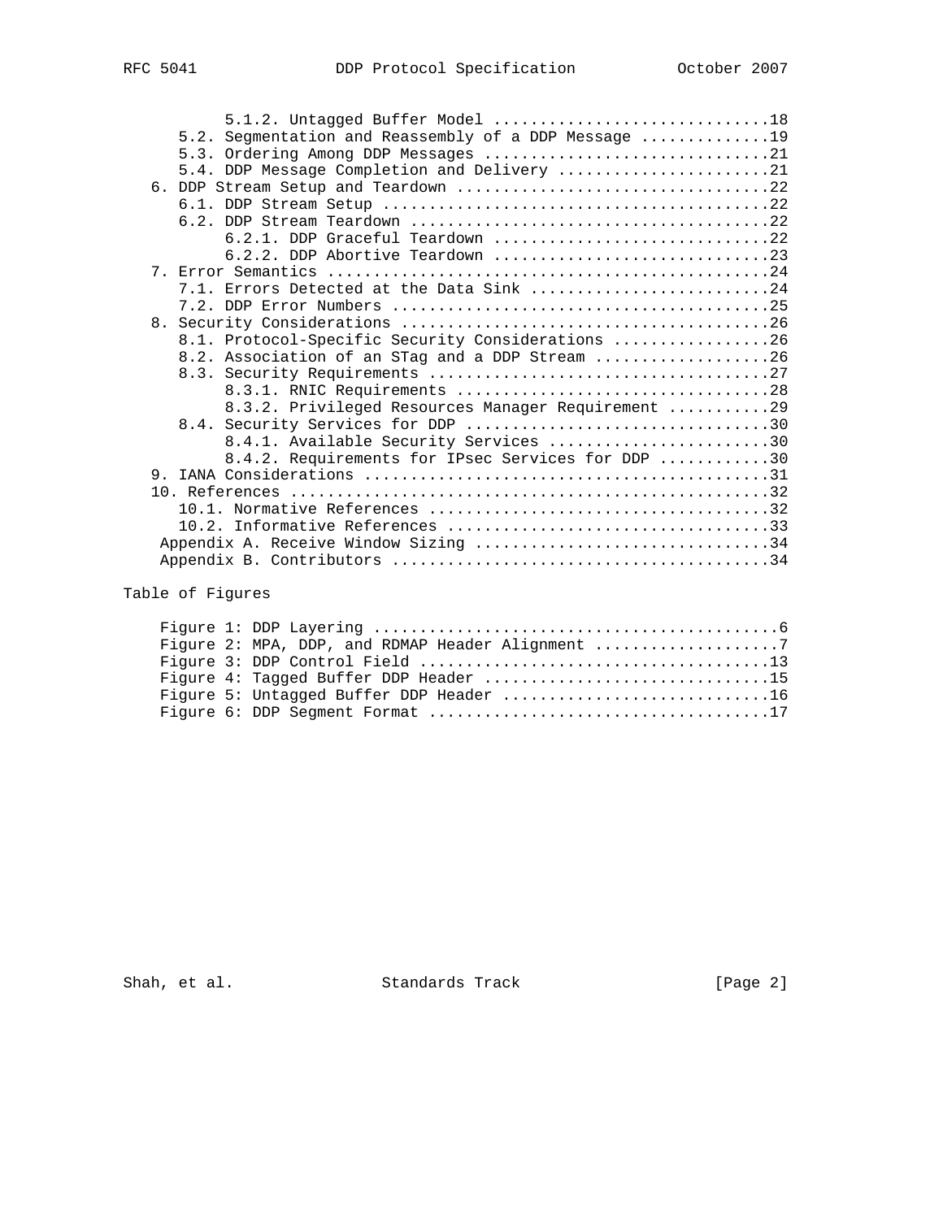```
         5.1.2. Untagged Buffer Model ..............................18
      5.2. Segmentation and Reassembly of a DDP Message .............19
      5.3. Ordering Among DDP Messages ...............................21
      5.4. DDP Message Completion and Delivery .......................21
   6. DDP Stream Setup and Teardown ..................................22
      6.1. DDP Stream Setup ..........................................22
      6.2. DDP Stream Teardown .......................................22
           6.2.1. DDP Graceful Teardown ..............................22
           6.2.2. DDP Abortive Teardown ..............................23
   7. Error Semantics ................................................24
      7.1. Errors Detected at the Data Sink ..........................24
      7.2. DDP Error Numbers .........................................25
   8. Security Considerations ........................................26
      8.1. Protocol-Specific Security Considerations .................26
      8.2. Association of an STag and a DDP Stream ...................26
      8.3. Security Requirements .....................................27
           8.3.1. RNIC Requirements ..................................28
           8.3.2. Privileged Resources Manager Requirement ...........29
      8.4. Security Services for DDP .................................30
           8.4.1. Available Security Services ........................30
           8.4.2. Requirements for IPsec Services for DDP ............30
   9. IANA Considerations ............................................31
   10. References ....................................................32
      10.1. Normative References .....................................32
      10.2. Informative References ...................................33
    Appendix A. Receive Window Sizing ................................34
    Appendix B. Contributors .........................................34
```

Table of Figures

```
    Figure 1: DDP Layering ............................................6
    Figure 2: MPA, DDP, and RDMAP Header Alignment ....................7
    Figure 3: DDP Control Field ......................................13
    Figure 4: Tagged Buffer DDP Header ...............................15
    Figure 5: Untagged Buffer DDP Header .............................16
    Figure 6: DDP Segment Format .....................................17
```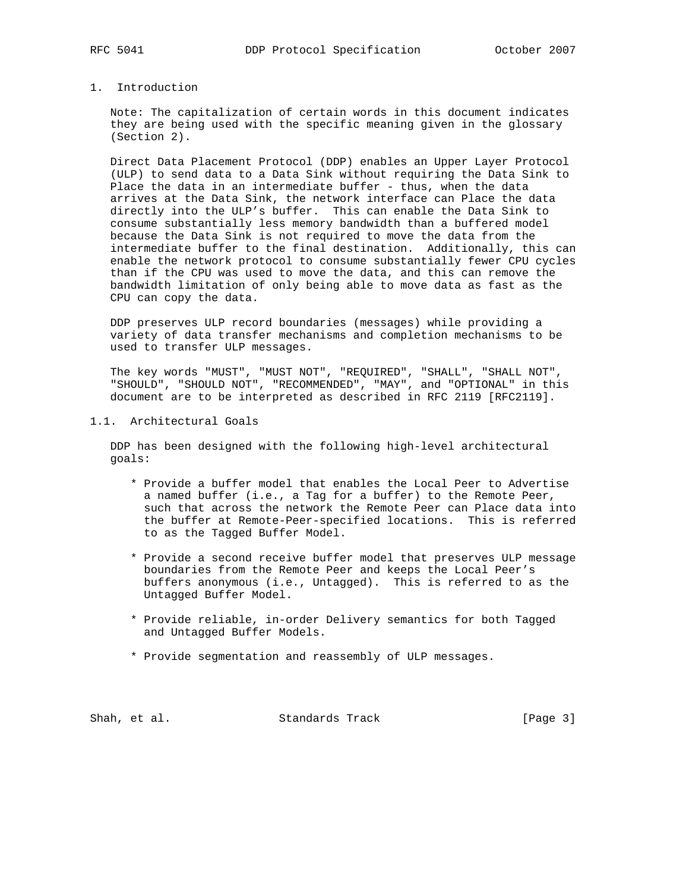# 1. Introduction

Note: The capitalization of certain words in this document indicates they are being used with the specific meaning given in the glossary (Section 2).

Direct Data Placement Protocol (DDP) enables an Upper Layer Protocol (ULP) to send data to a Data Sink without requiring the Data Sink to Place the data in an intermediate buffer - thus, when the data arrives at the Data Sink, the network interface can Place the data directly into the ULP's buffer. This can enable the Data Sink to consume substantially less memory bandwidth than a buffered model because the Data Sink is not required to move the data from the intermediate buffer to the final destination. Additionally, this can enable the network protocol to consume substantially fewer CPU cycles than if the CPU was used to move the data, and this can remove the bandwidth limitation of only being able to move data as fast as the CPU can copy the data.

DDP preserves ULP record boundaries (messages) while providing a variety of data transfer mechanisms and completion mechanisms to be used to transfer ULP messages.

The key words "MUST", "MUST NOT", "REQUIRED", "SHALL", "SHALL NOT", "SHOULD", "SHOULD NOT", "RECOMMENDED", "MAY", and "OPTIONAL" in this document are to be interpreted as described in RFC 2119 [RFC2119].

## 1.1. Architectural Goals

DDP has been designed with the following high-level architectural goals:

* Provide a buffer model that enables the Local Peer to Advertise a named buffer (i.e., a Tag for a buffer) to the Remote Peer, such that across the network the Remote Peer can Place data into the buffer at Remote-Peer-specified locations. This is referred to as the Tagged Buffer Model.

* Provide a second receive buffer model that preserves ULP message boundaries from the Remote Peer and keeps the Local Peer's buffers anonymous (i.e., Untagged). This is referred to as the Untagged Buffer Model.

* Provide reliable, in-order Delivery semantics for both Tagged and Untagged Buffer Models.

* Provide segmentation and reassembly of ULP messages.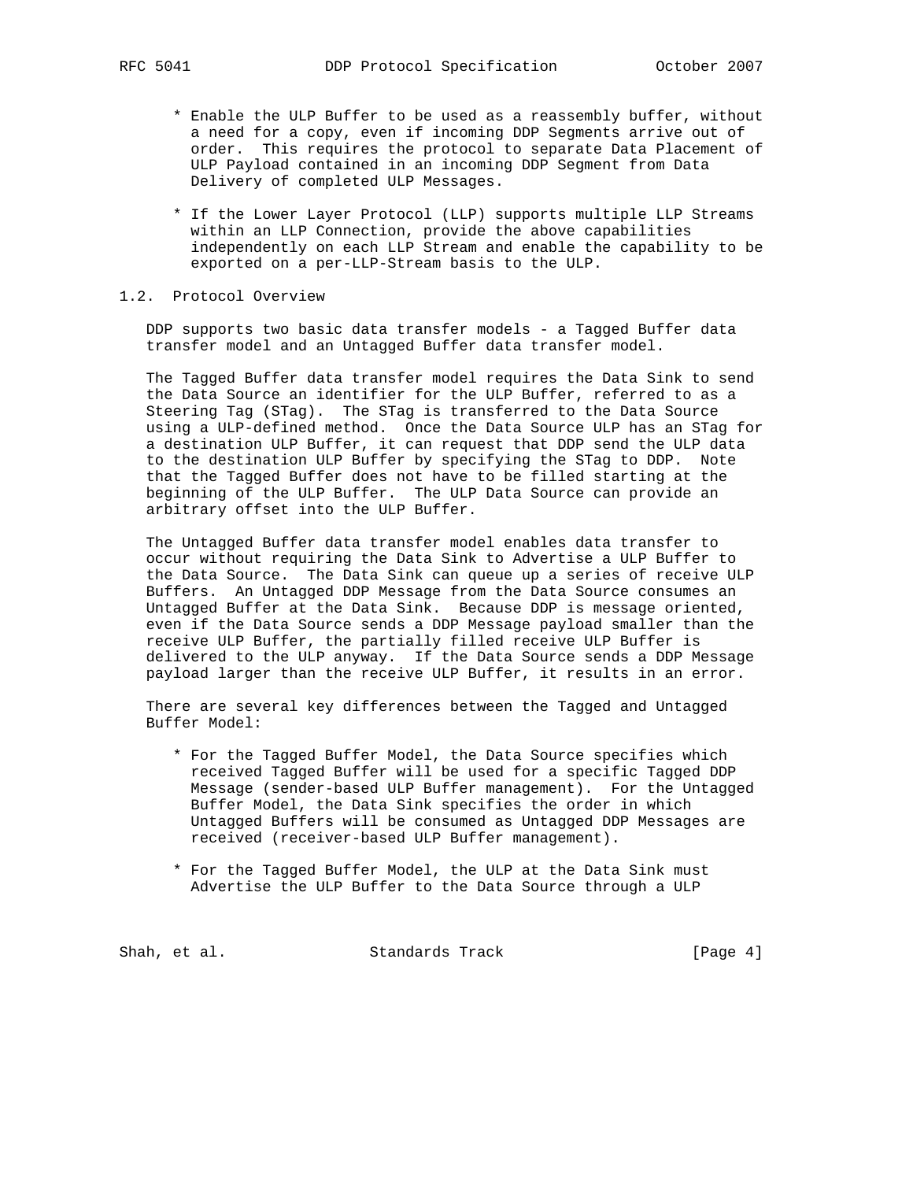* Enable the ULP Buffer to be used as a reassembly buffer, without a need for a copy, even if incoming DDP Segments arrive out of order. This requires the protocol to separate Data Placement of ULP Payload contained in an incoming DDP Segment from Data Delivery of completed ULP Messages.

* If the Lower Layer Protocol (LLP) supports multiple LLP Streams within an LLP Connection, provide the above capabilities independently on each LLP Stream and enable the capability to be exported on a per-LLP-Stream basis to the ULP.

## 1.2. Protocol Overview

DDP supports two basic data transfer models - a Tagged Buffer data transfer model and an Untagged Buffer data transfer model.

The Tagged Buffer data transfer model requires the Data Sink to send the Data Source an identifier for the ULP Buffer, referred to as a Steering Tag (STag). The STag is transferred to the Data Source using a ULP-defined method. Once the Data Source ULP has an STag for a destination ULP Buffer, it can request that DDP send the ULP data to the destination ULP Buffer by specifying the STag to DDP. Note that the Tagged Buffer does not have to be filled starting at the beginning of the ULP Buffer. The ULP Data Source can provide an arbitrary offset into the ULP Buffer.

The Untagged Buffer data transfer model enables data transfer to occur without requiring the Data Sink to Advertise a ULP Buffer to the Data Source. The Data Sink can queue up a series of receive ULP Buffers. An Untagged DDP Message from the Data Source consumes an Untagged Buffer at the Data Sink. Because DDP is message oriented, even if the Data Source sends a DDP Message payload smaller than the receive ULP Buffer, the partially filled receive ULP Buffer is delivered to the ULP anyway. If the Data Source sends a DDP Message payload larger than the receive ULP Buffer, it results in an error.

There are several key differences between the Tagged and Untagged Buffer Model:

* For the Tagged Buffer Model, the Data Source specifies which received Tagged Buffer will be used for a specific Tagged DDP Message (sender-based ULP Buffer management). For the Untagged Buffer Model, the Data Sink specifies the order in which Untagged Buffers will be consumed as Untagged DDP Messages are received (receiver-based ULP Buffer management).

* For the Tagged Buffer Model, the ULP at the Data Sink must Advertise the ULP Buffer to the Data Source through a ULP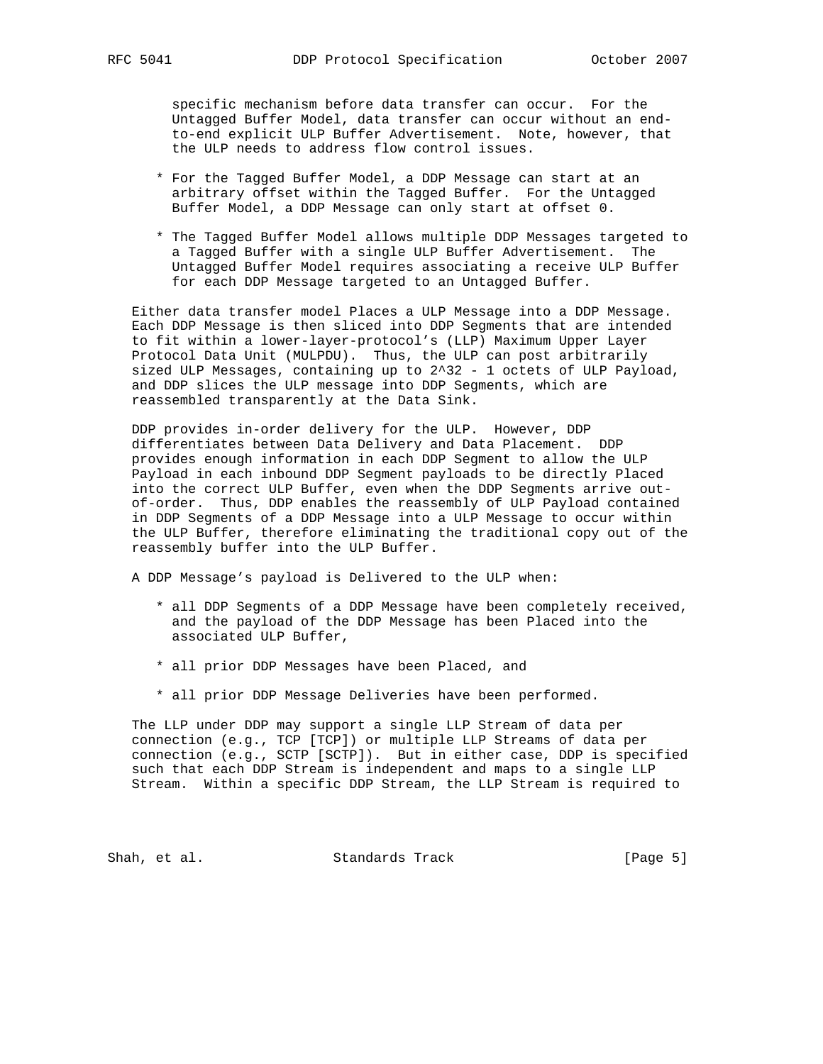specific mechanism before data transfer can occur. For the Untagged Buffer Model, data transfer can occur without an end-to-end explicit ULP Buffer Advertisement. Note, however, that the ULP needs to address flow control issues.

* For the Tagged Buffer Model, a DDP Message can start at an arbitrary offset within the Tagged Buffer. For the Untagged Buffer Model, a DDP Message can only start at offset 0.

* The Tagged Buffer Model allows multiple DDP Messages targeted to a Tagged Buffer with a single ULP Buffer Advertisement. The Untagged Buffer Model requires associating a receive ULP Buffer for each DDP Message targeted to an Untagged Buffer.

Either data transfer model Places a ULP Message into a DDP Message. Each DDP Message is then sliced into DDP Segments that are intended to fit within a lower-layer-protocol's (LLP) Maximum Upper Layer Protocol Data Unit (MULPDU). Thus, the ULP can post arbitrarily sized ULP Messages, containing up to $2^{32} - 1$ octets of ULP Payload, and DDP slices the ULP message into DDP Segments, which are reassembled transparently at the Data Sink.

DDP provides in-order delivery for the ULP. However, DDP differentiates between Data Delivery and Data Placement. DDP provides enough information in each DDP Segment to allow the ULP Payload in each inbound DDP Segment payloads to be directly Placed into the correct ULP Buffer, even when the DDP Segments arrive out-of-order. Thus, DDP enables the reassembly of ULP Payload contained in DDP Segments of a DDP Message into a ULP Message to occur within the ULP Buffer, therefore eliminating the traditional copy out of the reassembly buffer into the ULP Buffer.

A DDP Message's payload is Delivered to the ULP when:

* all DDP Segments of a DDP Message have been completely received, and the payload of the DDP Message has been Placed into the associated ULP Buffer,

* all prior DDP Messages have been Placed, and

* all prior DDP Message Deliveries have been performed.

The LLP under DDP may support a single LLP Stream of data per connection (e.g., TCP [TCP]) or multiple LLP Streams of data per connection (e.g., SCTP [SCTP]). But in either case, DDP is specified such that each DDP Stream is independent and maps to a single LLP Stream. Within a specific DDP Stream, the LLP Stream is required to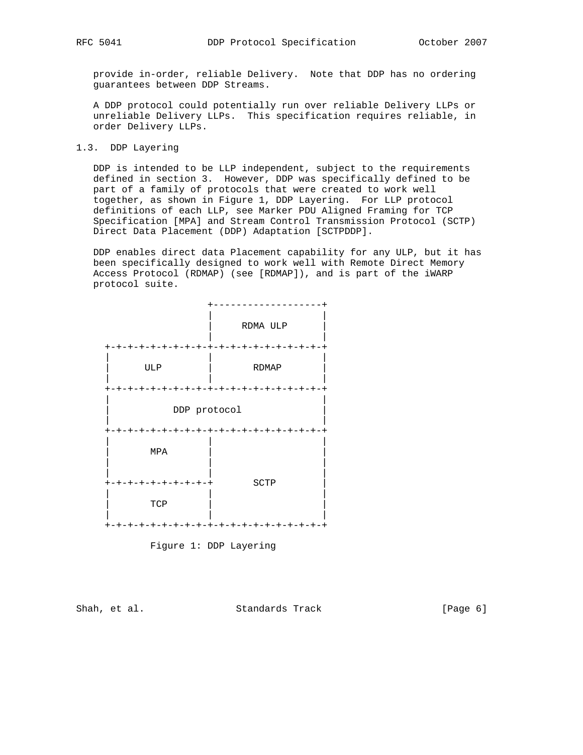provide in-order, reliable Delivery. Note that DDP has no ordering guarantees between DDP Streams.

A DDP protocol could potentially run over reliable Delivery LLPs or unreliable Delivery LLPs. This specification requires reliable, in order Delivery LLPs.

## 1.3. DDP Layering

DDP is intended to be LLP independent, subject to the requirements defined in section 3. However, DDP was specifically defined to be part of a family of protocols that were created to work well together, as shown in Figure 1, DDP Layering. For LLP protocol definitions of each LLP, see Marker PDU Aligned Framing for TCP Specification [MPA] and Stream Control Transmission Protocol (SCTP) Direct Data Placement (DDP) Adaptation [SCTPDDP].

DDP enables direct data Placement capability for any ULP, but it has been specifically designed to work well with Remote Direct Memory Access Protocol (RDMAP) (see [RDMAP]), and is part of the iWARP protocol suite.

```
                  +-------------------+
                  |                   |
                  |     RDMA ULP      |
                  |                   |
+-+-+-+-+-+-+-+-+-+-+-+-+-+-+-+-+-+-+-+
|                 |                   |
|       ULP       |       RDMAP       |
|                 |                   |
+-+-+-+-+-+-+-+-+-+-+-+-+-+-+-+-+-+-+-+
|                                     |
|           DDP protocol              |
|                                     |
+-+-+-+-+-+-+-+-+-+-+-+-+-+-+-+-+-+-+-+
|                 |                   |
|       MPA       |                   |
|                 |                   |
|                 |                   |
+-+-+-+-+-+-+-+-+-+       SCTP        |
|                 |                   |
|       TCP       |                   |
|                 |                   |
+-+-+-+-+-+-+-+-+-+-+-+-+-+-+-+-+-+-+-+
```

Figure 1: DDP Layering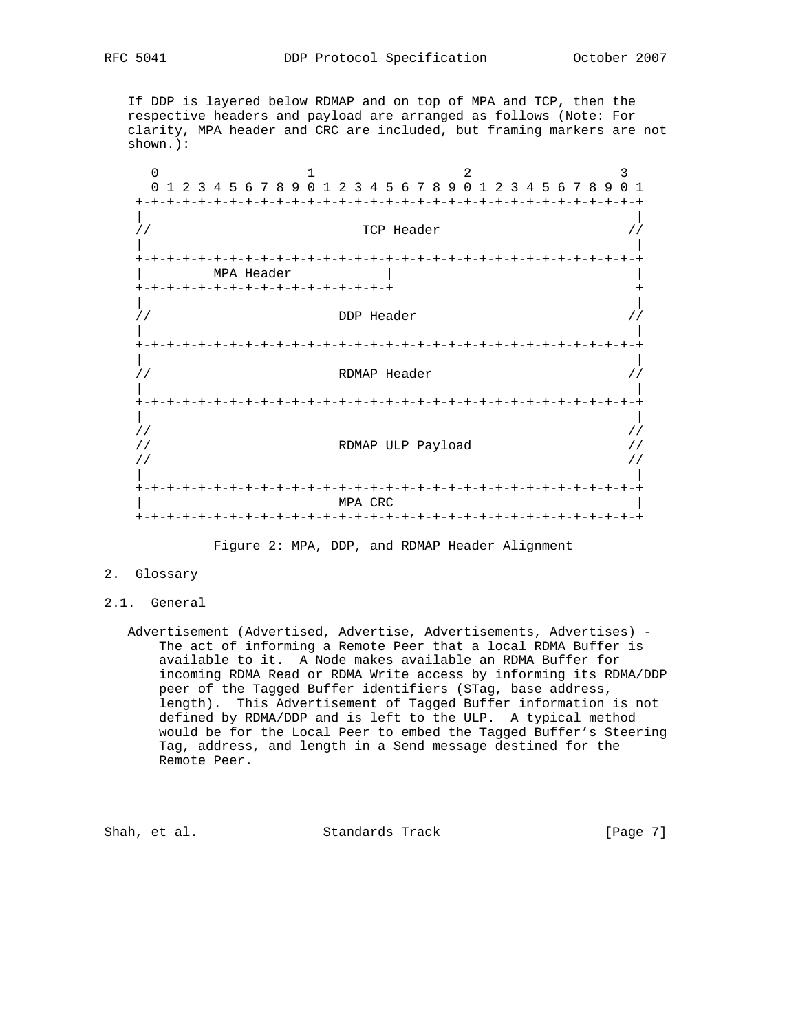If DDP is layered below RDMAP and on top of MPA and TCP, then the respective headers and payload are arranged as follows (Note: For clarity, MPA header and CRC are included, but framing markers are not shown.):

```
  0                   1                   2                   3
  0 1 2 3 4 5 6 7 8 9 0 1 2 3 4 5 6 7 8 9 0 1 2 3 4 5 6 7 8 9 0 1
 +-+-+-+-+-+-+-+-+-+-+-+-+-+-+-+-+-+-+-+-+-+-+-+-+-+-+-+-+-+-+-+-+
 |                                                               |
 //                          TCP Header                         //
 |                                                               |
 +-+-+-+-+-+-+-+-+-+-+-+-+-+-+-+-+-+-+-+-+-+-+-+-+-+-+-+-+-+-+-+-+
 |         MPA Header            |                               |
 +-+-+-+-+-+-+-+-+-+-+-+-+-+-+-+-+                               +
 |                                                               |
 //                       DDP Header                            //
 |                                                               |
 +-+-+-+-+-+-+-+-+-+-+-+-+-+-+-+-+-+-+-+-+-+-+-+-+-+-+-+-+-+-+-+-+
 |                                                               |
 //                       RDMAP Header                          //
 |                                                               |
 +-+-+-+-+-+-+-+-+-+-+-+-+-+-+-+-+-+-+-+-+-+-+-+-+-+-+-+-+-+-+-+-+
 |                                                               |
 //                                                             //
 //                       RDMAP ULP Payload                     //
 //                                                             //
 |                                                               |
 +-+-+-+-+-+-+-+-+-+-+-+-+-+-+-+-+-+-+-+-+-+-+-+-+-+-+-+-+-+-+-+-+
 |                        MPA CRC                                |
 +-+-+-+-+-+-+-+-+-+-+-+-+-+-+-+-+-+-+-+-+-+-+-+-+-+-+-+-+-+-+-+-+
```

Figure 2: MPA, DDP, and RDMAP Header Alignment

# 2. Glossary

## 2.1. General

Advertisement (Advertised, Advertise, Advertisements, Advertises) - The act of informing a Remote Peer that a local RDMA Buffer is available to it. A Node makes available an RDMA Buffer for incoming RDMA Read or RDMA Write access by informing its RDMA/DDP peer of the Tagged Buffer identifiers (STag, base address, length). This Advertisement of Tagged Buffer information is not defined by RDMA/DDP and is left to the ULP. A typical method would be for the Local Peer to embed the Tagged Buffer's Steering Tag, address, and length in a Send message destined for the Remote Peer.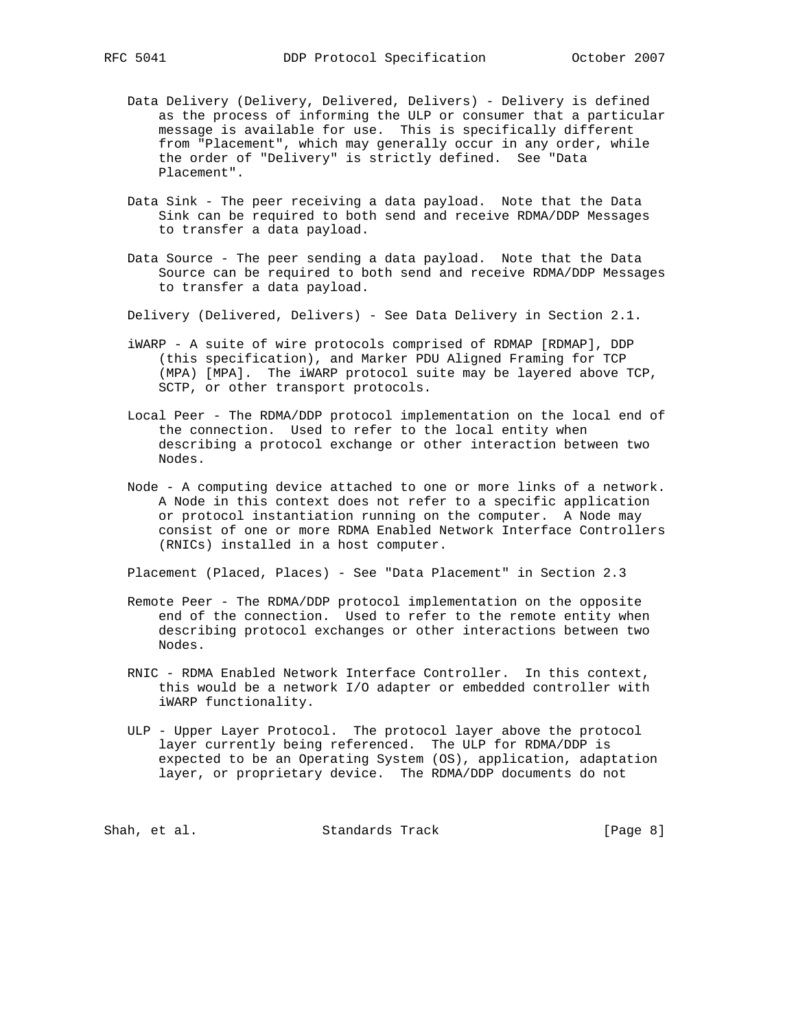Data Delivery (Delivery, Delivered, Delivers) - Delivery is defined as the process of informing the ULP or consumer that a particular message is available for use. This is specifically different from "Placement", which may generally occur in any order, while the order of "Delivery" is strictly defined. See "Data Placement".

Data Sink - The peer receiving a data payload. Note that the Data Sink can be required to both send and receive RDMA/DDP Messages to transfer a data payload.

Data Source - The peer sending a data payload. Note that the Data Source can be required to both send and receive RDMA/DDP Messages to transfer a data payload.

Delivery (Delivered, Delivers) - See Data Delivery in Section 2.1.

iWARP - A suite of wire protocols comprised of RDMAP [RDMAP], DDP (this specification), and Marker PDU Aligned Framing for TCP (MPA) [MPA]. The iWARP protocol suite may be layered above TCP, SCTP, or other transport protocols.

Local Peer - The RDMA/DDP protocol implementation on the local end of the connection. Used to refer to the local entity when describing a protocol exchange or other interaction between two Nodes.

Node - A computing device attached to one or more links of a network. A Node in this context does not refer to a specific application or protocol instantiation running on the computer. A Node may consist of one or more RDMA Enabled Network Interface Controllers (RNICs) installed in a host computer.

Placement (Placed, Places) - See "Data Placement" in Section 2.3

Remote Peer - The RDMA/DDP protocol implementation on the opposite end of the connection. Used to refer to the remote entity when describing protocol exchanges or other interactions between two Nodes.

RNIC - RDMA Enabled Network Interface Controller. In this context, this would be a network I/O adapter or embedded controller with iWARP functionality.

ULP - Upper Layer Protocol. The protocol layer above the protocol layer currently being referenced. The ULP for RDMA/DDP is expected to be an Operating System (OS), application, adaptation layer, or proprietary device. The RDMA/DDP documents do not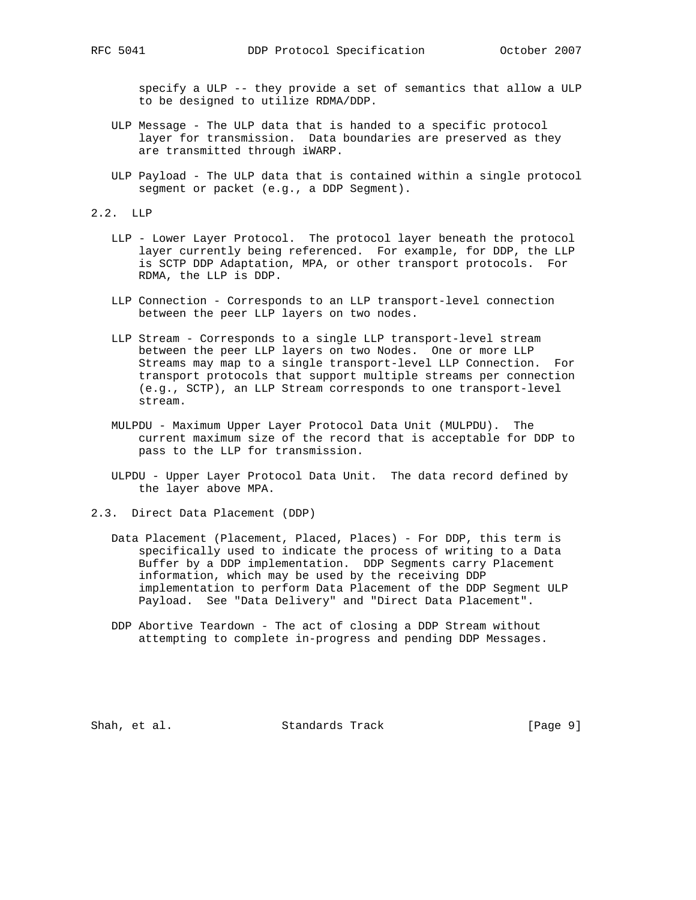specify a ULP -- they provide a set of semantics that allow a ULP to be designed to utilize RDMA/DDP.

ULP Message - The ULP data that is handed to a specific protocol layer for transmission. Data boundaries are preserved as they are transmitted through iWARP.

ULP Payload - The ULP data that is contained within a single protocol segment or packet (e.g., a DDP Segment).

## 2.2. LLP

LLP - Lower Layer Protocol. The protocol layer beneath the protocol layer currently being referenced. For example, for DDP, the LLP is SCTP DDP Adaptation, MPA, or other transport protocols. For RDMA, the LLP is DDP.

LLP Connection - Corresponds to an LLP transport-level connection between the peer LLP layers on two nodes.

LLP Stream - Corresponds to a single LLP transport-level stream between the peer LLP layers on two Nodes. One or more LLP Streams may map to a single transport-level LLP Connection. For transport protocols that support multiple streams per connection (e.g., SCTP), an LLP Stream corresponds to one transport-level stream.

MULPDU - Maximum Upper Layer Protocol Data Unit (MULPDU). The current maximum size of the record that is acceptable for DDP to pass to the LLP for transmission.

ULPDU - Upper Layer Protocol Data Unit. The data record defined by the layer above MPA.

## 2.3. Direct Data Placement (DDP)

Data Placement (Placement, Placed, Places) - For DDP, this term is specifically used to indicate the process of writing to a Data Buffer by a DDP implementation. DDP Segments carry Placement information, which may be used by the receiving DDP implementation to perform Data Placement of the DDP Segment ULP Payload. See "Data Delivery" and "Direct Data Placement".

DDP Abortive Teardown - The act of closing a DDP Stream without attempting to complete in-progress and pending DDP Messages.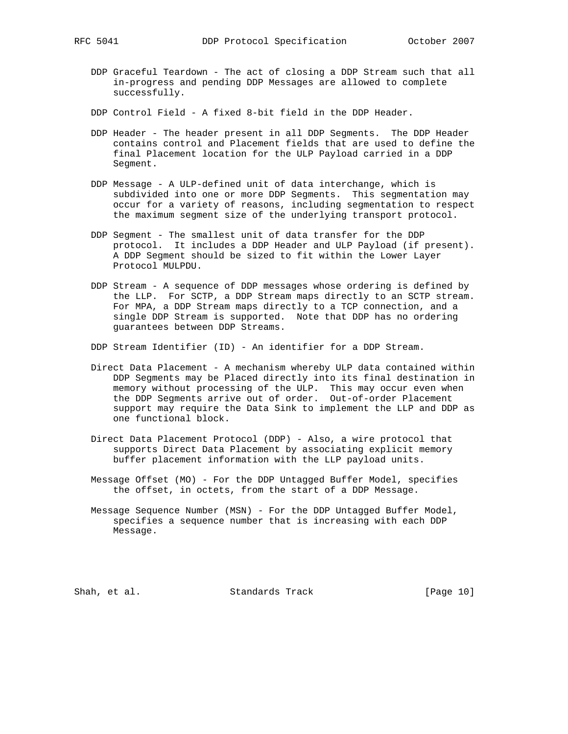DDP Graceful Teardown - The act of closing a DDP Stream such that all in-progress and pending DDP Messages are allowed to complete successfully.

DDP Control Field - A fixed 8-bit field in the DDP Header.

DDP Header - The header present in all DDP Segments. The DDP Header contains control and Placement fields that are used to define the final Placement location for the ULP Payload carried in a DDP Segment.

DDP Message - A ULP-defined unit of data interchange, which is subdivided into one or more DDP Segments. This segmentation may occur for a variety of reasons, including segmentation to respect the maximum segment size of the underlying transport protocol.

DDP Segment - The smallest unit of data transfer for the DDP protocol. It includes a DDP Header and ULP Payload (if present). A DDP Segment should be sized to fit within the Lower Layer Protocol MULPDU.

DDP Stream - A sequence of DDP messages whose ordering is defined by the LLP. For SCTP, a DDP Stream maps directly to an SCTP stream. For MPA, a DDP Stream maps directly to a TCP connection, and a single DDP Stream is supported. Note that DDP has no ordering guarantees between DDP Streams.

DDP Stream Identifier (ID) - An identifier for a DDP Stream.

Direct Data Placement - A mechanism whereby ULP data contained within DDP Segments may be Placed directly into its final destination in memory without processing of the ULP. This may occur even when the DDP Segments arrive out of order. Out-of-order Placement support may require the Data Sink to implement the LLP and DDP as one functional block.

Direct Data Placement Protocol (DDP) - Also, a wire protocol that supports Direct Data Placement by associating explicit memory buffer placement information with the LLP payload units.

Message Offset (MO) - For the DDP Untagged Buffer Model, specifies the offset, in octets, from the start of a DDP Message.

Message Sequence Number (MSN) - For the DDP Untagged Buffer Model, specifies a sequence number that is increasing with each DDP Message.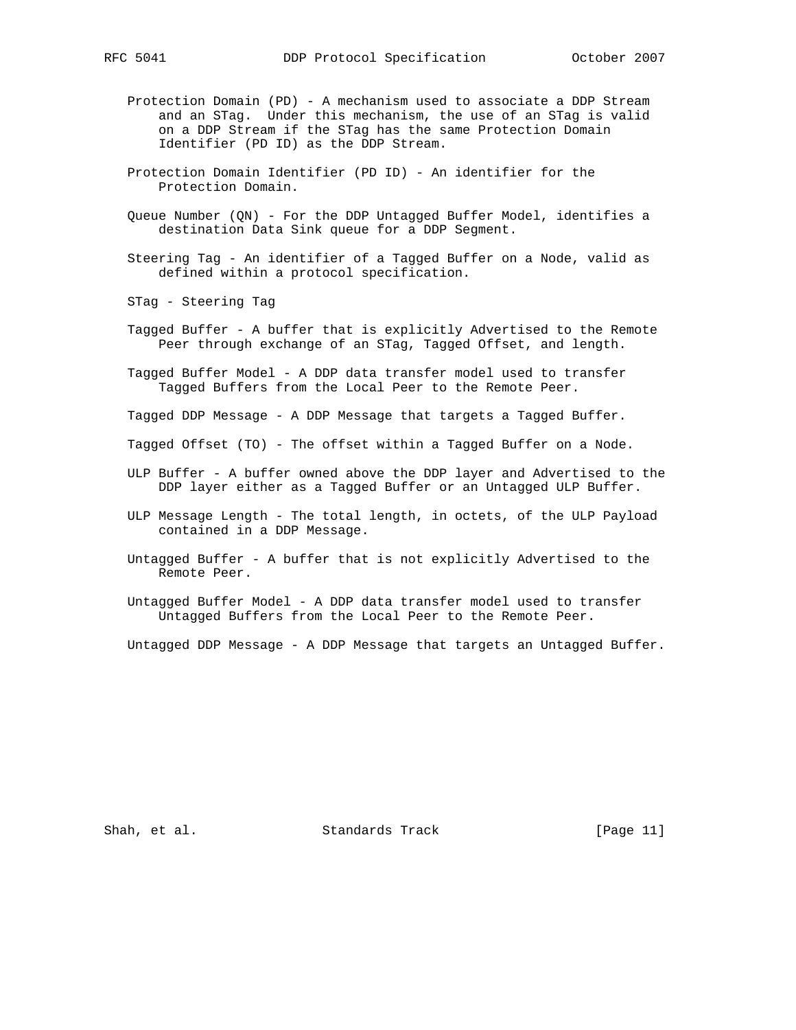Protection Domain (PD) - A mechanism used to associate a DDP Stream and an STag. Under this mechanism, the use of an STag is valid on a DDP Stream if the STag has the same Protection Domain Identifier (PD ID) as the DDP Stream.

Protection Domain Identifier (PD ID) - An identifier for the Protection Domain.

Queue Number (QN) - For the DDP Untagged Buffer Model, identifies a destination Data Sink queue for a DDP Segment.

Steering Tag - An identifier of a Tagged Buffer on a Node, valid as defined within a protocol specification.

STag - Steering Tag

Tagged Buffer - A buffer that is explicitly Advertised to the Remote Peer through exchange of an STag, Tagged Offset, and length.

Tagged Buffer Model - A DDP data transfer model used to transfer Tagged Buffers from the Local Peer to the Remote Peer.

Tagged DDP Message - A DDP Message that targets a Tagged Buffer.

Tagged Offset (TO) - The offset within a Tagged Buffer on a Node.

ULP Buffer - A buffer owned above the DDP layer and Advertised to the DDP layer either as a Tagged Buffer or an Untagged ULP Buffer.

ULP Message Length - The total length, in octets, of the ULP Payload contained in a DDP Message.

Untagged Buffer - A buffer that is not explicitly Advertised to the Remote Peer.

Untagged Buffer Model - A DDP data transfer model used to transfer Untagged Buffers from the Local Peer to the Remote Peer.

Untagged DDP Message - A DDP Message that targets an Untagged Buffer.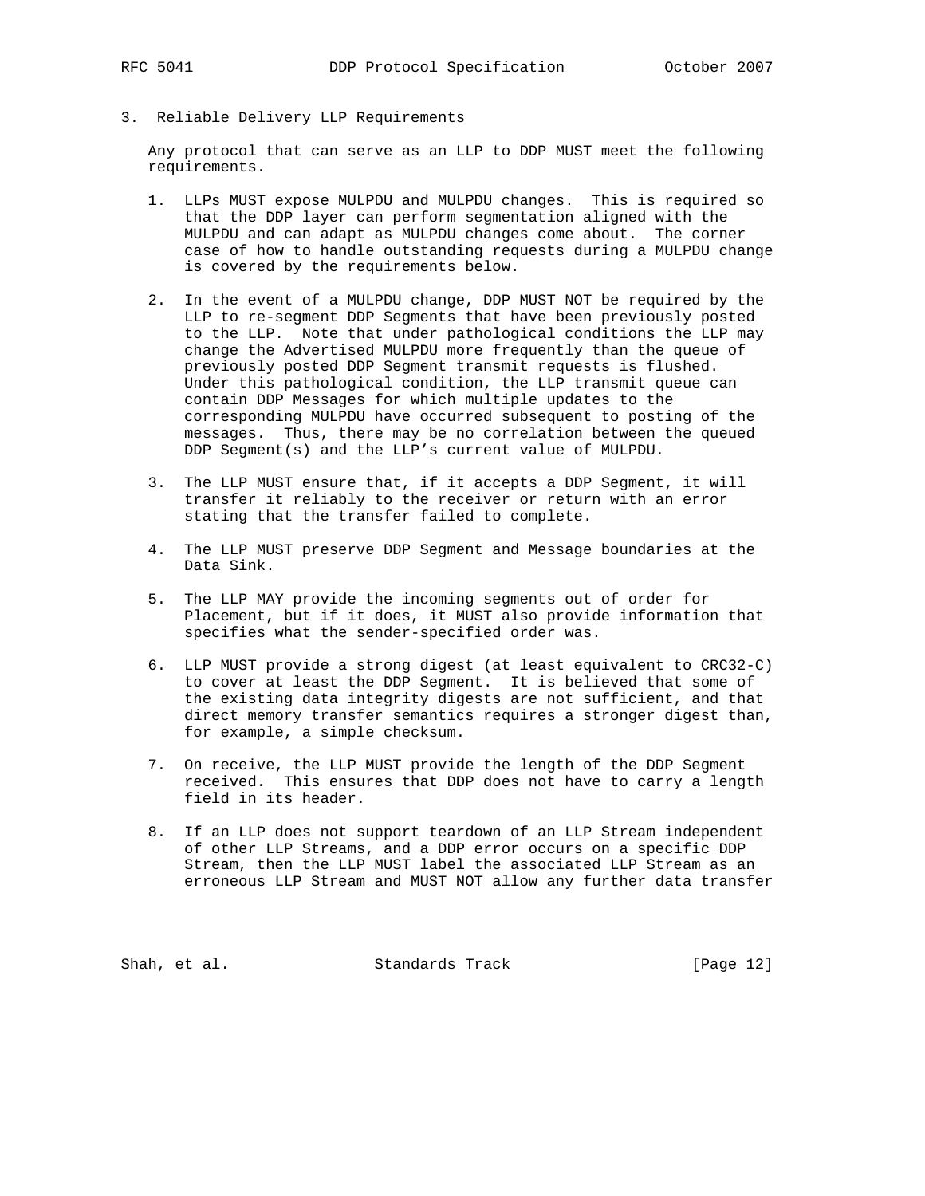# 3. Reliable Delivery LLP Requirements

Any protocol that can serve as an LLP to DDP MUST meet the following requirements.

1. LLPs MUST expose MULPDU and MULPDU changes. This is required so that the DDP layer can perform segmentation aligned with the MULPDU and can adapt as MULPDU changes come about. The corner case of how to handle outstanding requests during a MULPDU change is covered by the requirements below.

2. In the event of a MULPDU change, DDP MUST NOT be required by the LLP to re-segment DDP Segments that have been previously posted to the LLP. Note that under pathological conditions the LLP may change the Advertised MULPDU more frequently than the queue of previously posted DDP Segment transmit requests is flushed. Under this pathological condition, the LLP transmit queue can contain DDP Messages for which multiple updates to the corresponding MULPDU have occurred subsequent to posting of the messages. Thus, there may be no correlation between the queued DDP Segment(s) and the LLP's current value of MULPDU.

3. The LLP MUST ensure that, if it accepts a DDP Segment, it will transfer it reliably to the receiver or return with an error stating that the transfer failed to complete.

4. The LLP MUST preserve DDP Segment and Message boundaries at the Data Sink.

5. The LLP MAY provide the incoming segments out of order for Placement, but if it does, it MUST also provide information that specifies what the sender-specified order was.

6. LLP MUST provide a strong digest (at least equivalent to CRC32-C) to cover at least the DDP Segment. It is believed that some of the existing data integrity digests are not sufficient, and that direct memory transfer semantics requires a stronger digest than, for example, a simple checksum.

7. On receive, the LLP MUST provide the length of the DDP Segment received. This ensures that DDP does not have to carry a length field in its header.

8. If an LLP does not support teardown of an LLP Stream independent of other LLP Streams, and a DDP error occurs on a specific DDP Stream, then the LLP MUST label the associated LLP Stream as an erroneous LLP Stream and MUST NOT allow any further data transfer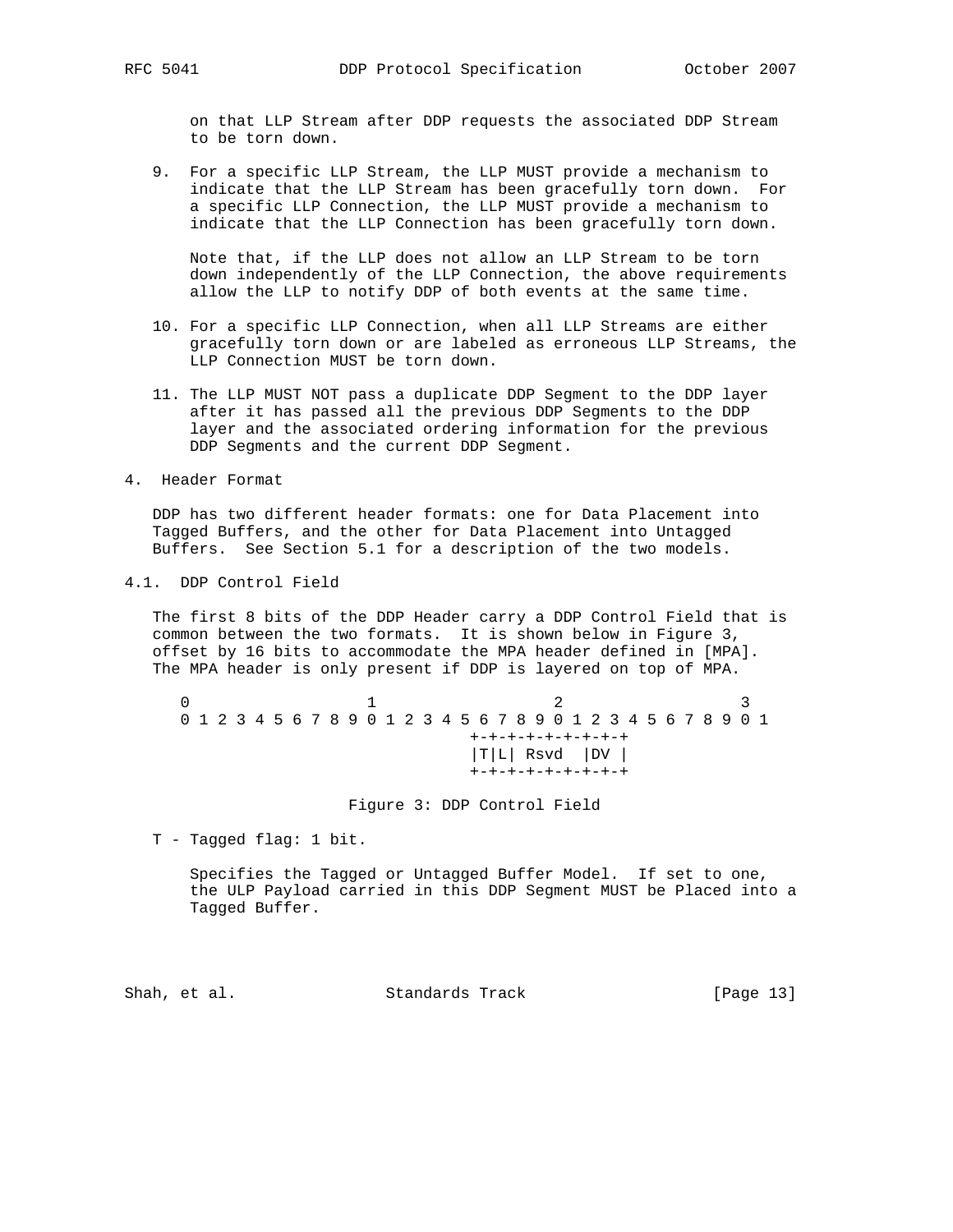on that LLP Stream after DDP requests the associated DDP Stream to be torn down.

9. For a specific LLP Stream, the LLP MUST provide a mechanism to indicate that the LLP Stream has been gracefully torn down. For a specific LLP Connection, the LLP MUST provide a mechanism to indicate that the LLP Connection has been gracefully torn down.

   Note that, if the LLP does not allow an LLP Stream to be torn down independently of the LLP Connection, the above requirements allow the LLP to notify DDP of both events at the same time.

10. For a specific LLP Connection, when all LLP Streams are either gracefully torn down or are labeled as erroneous LLP Streams, the LLP Connection MUST be torn down.

11. The LLP MUST NOT pass a duplicate DDP Segment to the DDP layer after it has passed all the previous DDP Segments to the DDP layer and the associated ordering information for the previous DDP Segments and the current DDP Segment.

# 4. Header Format

DDP has two different header formats: one for Data Placement into Tagged Buffers, and the other for Data Placement into Untagged Buffers. See Section 5.1 for a description of the two models.

## 4.1. DDP Control Field

The first 8 bits of the DDP Header carry a DDP Control Field that is common between the two formats. It is shown below in Figure 3, offset by 16 bits to accommodate the MPA header defined in [MPA]. The MPA header is only present if DDP is layered on top of MPA.

```
 0                   1                   2                   3
 0 1 2 3 4 5 6 7 8 9 0 1 2 3 4 5 6 7 8 9 0 1 2 3 4 5 6 7 8 9 0 1
                                +-+-+-+-+-+-+-+-+
                                |T|L| Rsvd  |DV |
                                +-+-+-+-+-+-+-+-+
```

Figure 3: DDP Control Field

T - Tagged flag: 1 bit.

   Specifies the Tagged or Untagged Buffer Model. If set to one, the ULP Payload carried in this DDP Segment MUST be Placed into a Tagged Buffer.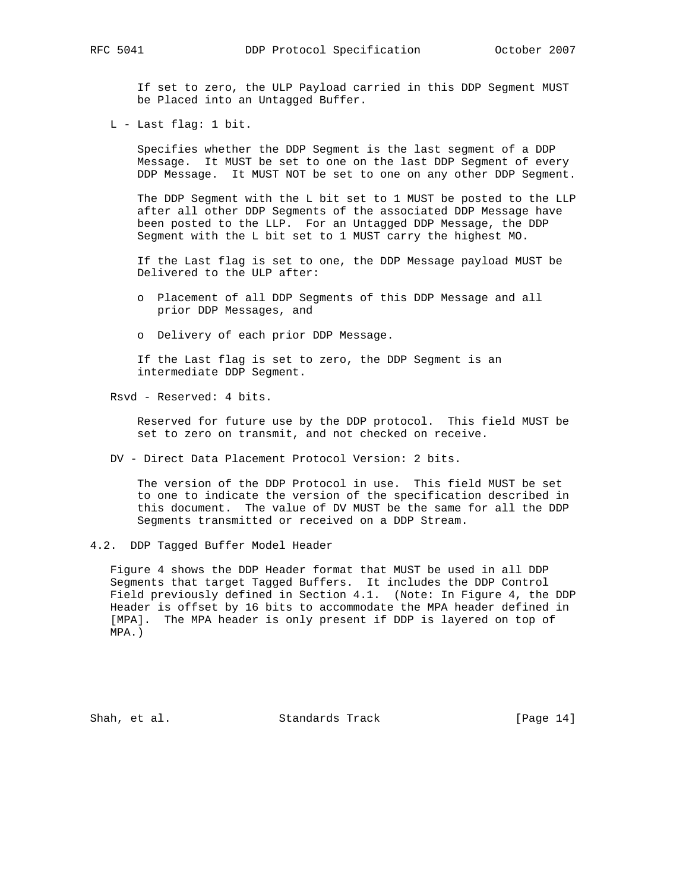If set to zero, the ULP Payload carried in this DDP Segment MUST be Placed into an Untagged Buffer.

L - Last flag: 1 bit.

Specifies whether the DDP Segment is the last segment of a DDP Message. It MUST be set to one on the last DDP Segment of every DDP Message. It MUST NOT be set to one on any other DDP Segment.

The DDP Segment with the L bit set to 1 MUST be posted to the LLP after all other DDP Segments of the associated DDP Message have been posted to the LLP. For an Untagged DDP Message, the DDP Segment with the L bit set to 1 MUST carry the highest MO.

If the Last flag is set to one, the DDP Message payload MUST be Delivered to the ULP after:

- Placement of all DDP Segments of this DDP Message and all prior DDP Messages, and
- Delivery of each prior DDP Message.

If the Last flag is set to zero, the DDP Segment is an intermediate DDP Segment.

Rsvd - Reserved: 4 bits.

Reserved for future use by the DDP protocol. This field MUST be set to zero on transmit, and not checked on receive.

DV - Direct Data Placement Protocol Version: 2 bits.

The version of the DDP Protocol in use. This field MUST be set to one to indicate the version of the specification described in this document. The value of DV MUST be the same for all the DDP Segments transmitted or received on a DDP Stream.

## 4.2. DDP Tagged Buffer Model Header

Figure 4 shows the DDP Header format that MUST be used in all DDP Segments that target Tagged Buffers. It includes the DDP Control Field previously defined in Section 4.1. (Note: In Figure 4, the DDP Header is offset by 16 bits to accommodate the MPA header defined in [MPA]. The MPA header is only present if DDP is layered on top of MPA.)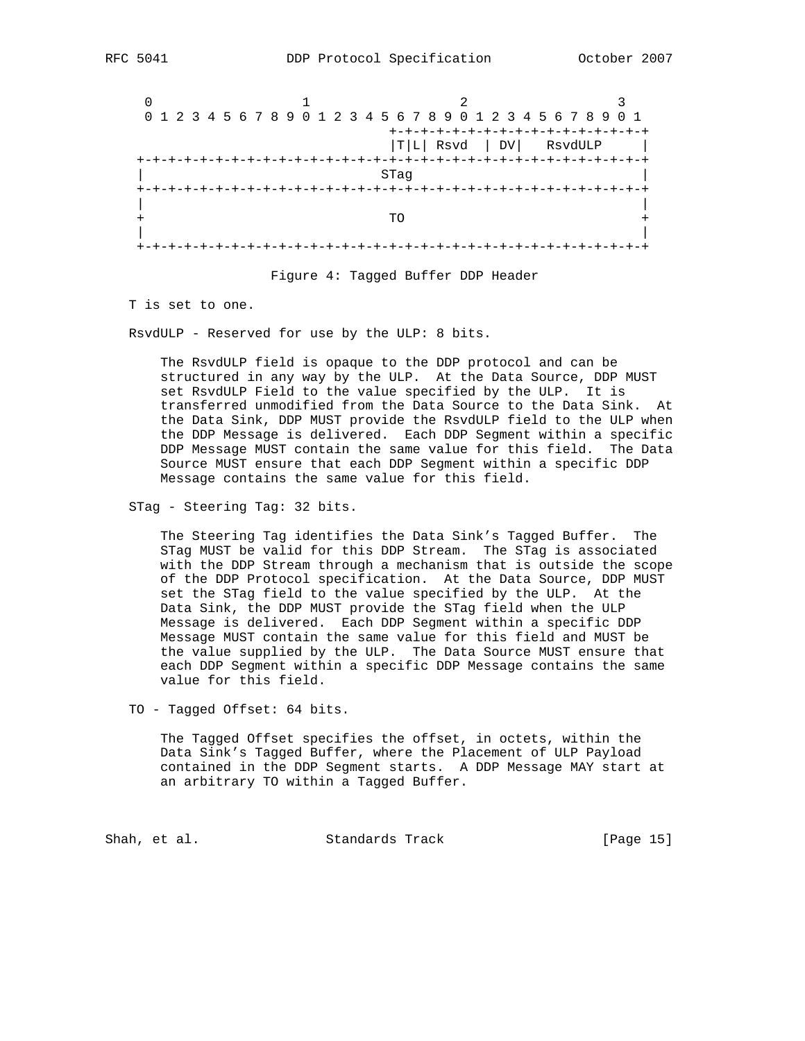```
 0                   1                   2                   3
 0 1 2 3 4 5 6 7 8 9 0 1 2 3 4 5 6 7 8 9 0 1 2 3 4 5 6 7 8 9 0 1
                                +-+-+-+-+-+-+-+-+-+-+-+-+-+-+-+-+
                                |T|L| Rsvd  | DV|   RsvdULP     |
+-+-+-+-+-+-+-+-+-+-+-+-+-+-+-+-+-+-+-+-+-+-+-+-+-+-+-+-+-+-+-+-+
|                              STag                             |
+-+-+-+-+-+-+-+-+-+-+-+-+-+-+-+-+-+-+-+-+-+-+-+-+-+-+-+-+-+-+-+-+
|                                                               |
+                               TO                              +
|                                                               |
+-+-+-+-+-+-+-+-+-+-+-+-+-+-+-+-+-+-+-+-+-+-+-+-+-+-+-+-+-+-+-+-+
```

Figure 4: Tagged Buffer DDP Header

T is set to one.

RsvdULP - Reserved for use by the ULP: 8 bits.

The RsvdULP field is opaque to the DDP protocol and can be structured in any way by the ULP. At the Data Source, DDP MUST set RsvdULP Field to the value specified by the ULP. It is transferred unmodified from the Data Source to the Data Sink. At the Data Sink, DDP MUST provide the RsvdULP field to the ULP when the DDP Message is delivered. Each DDP Segment within a specific DDP Message MUST contain the same value for this field. The Data Source MUST ensure that each DDP Segment within a specific DDP Message contains the same value for this field.

STag - Steering Tag: 32 bits.

The Steering Tag identifies the Data Sink's Tagged Buffer. The STag MUST be valid for this DDP Stream. The STag is associated with the DDP Stream through a mechanism that is outside the scope of the DDP Protocol specification. At the Data Source, DDP MUST set the STag field to the value specified by the ULP. At the Data Sink, the DDP MUST provide the STag field when the ULP Message is delivered. Each DDP Segment within a specific DDP Message MUST contain the same value for this field and MUST be the value supplied by the ULP. The Data Source MUST ensure that each DDP Segment within a specific DDP Message contains the same value for this field.

TO - Tagged Offset: 64 bits.

The Tagged Offset specifies the offset, in octets, within the Data Sink's Tagged Buffer, where the Placement of ULP Payload contained in the DDP Segment starts. A DDP Message MAY start at an arbitrary TO within a Tagged Buffer.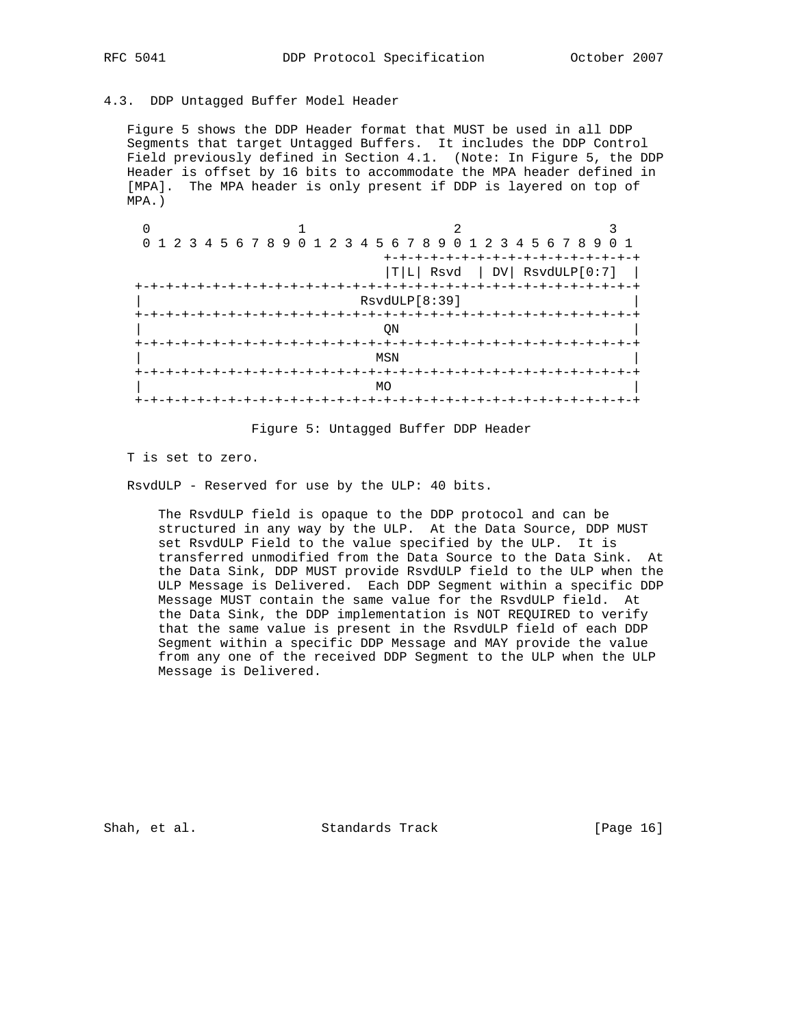## 4.3. DDP Untagged Buffer Model Header

Figure 5 shows the DDP Header format that MUST be used in all DDP Segments that target Untagged Buffers. It includes the DDP Control Field previously defined in Section 4.1. (Note: In Figure 5, the DDP Header is offset by 16 bits to accommodate the MPA header defined in [MPA]. The MPA header is only present if DDP is layered on top of MPA.)

```
 0                   1                   2                   3
 0 1 2 3 4 5 6 7 8 9 0 1 2 3 4 5 6 7 8 9 0 1 2 3 4 5 6 7 8 9 0 1
                                +-+-+-+-+-+-+-+-+-+-+-+-+-+-+-+-+
                                |T|L| Rsvd  | DV| RsvdULP[0:7]  |
+-+-+-+-+-+-+-+-+-+-+-+-+-+-+-+-+-+-+-+-+-+-+-+-+-+-+-+-+-+-+-+-+
|                            RsvdULP[8:39]                      |
+-+-+-+-+-+-+-+-+-+-+-+-+-+-+-+-+-+-+-+-+-+-+-+-+-+-+-+-+-+-+-+-+
|                               QN                              |
+-+-+-+-+-+-+-+-+-+-+-+-+-+-+-+-+-+-+-+-+-+-+-+-+-+-+-+-+-+-+-+-+
|                              MSN                              |
+-+-+-+-+-+-+-+-+-+-+-+-+-+-+-+-+-+-+-+-+-+-+-+-+-+-+-+-+-+-+-+-+
|                               MO                              |
+-+-+-+-+-+-+-+-+-+-+-+-+-+-+-+-+-+-+-+-+-+-+-+-+-+-+-+-+-+-+-+-+
```

Figure 5: Untagged Buffer DDP Header

T is set to zero.

RsvdULP - Reserved for use by the ULP: 40 bits.

The RsvdULP field is opaque to the DDP protocol and can be structured in any way by the ULP. At the Data Source, DDP MUST set RsvdULP Field to the value specified by the ULP. It is transferred unmodified from the Data Source to the Data Sink. At the Data Sink, DDP MUST provide RsvdULP field to the ULP when the ULP Message is Delivered. Each DDP Segment within a specific DDP Message MUST contain the same value for the RsvdULP field. At the Data Sink, the DDP implementation is NOT REQUIRED to verify that the same value is present in the RsvdULP field of each DDP Segment within a specific DDP Message and MAY provide the value from any one of the received DDP Segment to the ULP when the ULP Message is Delivered.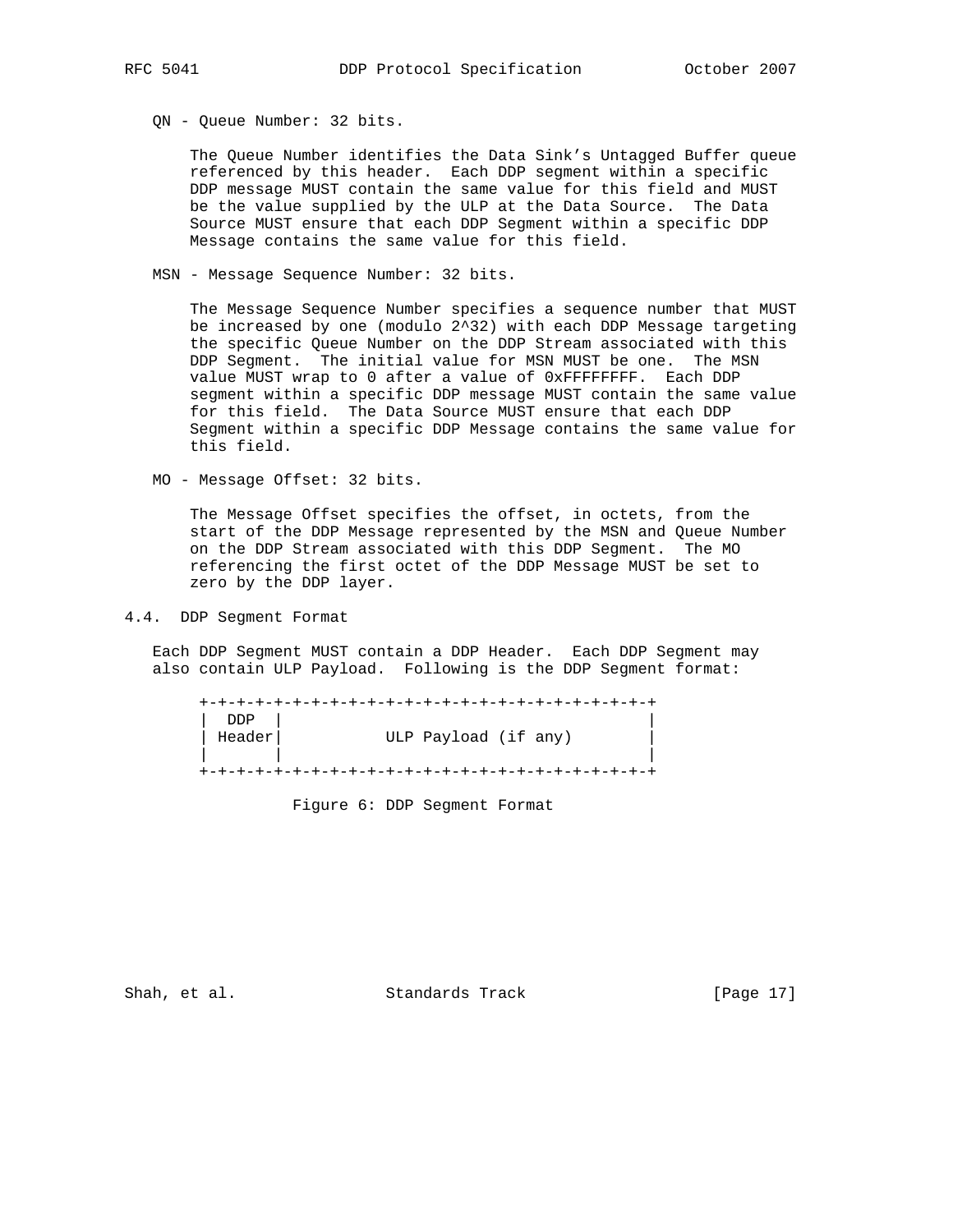QN - Queue Number: 32 bits.

The Queue Number identifies the Data Sink's Untagged Buffer queue referenced by this header. Each DDP segment within a specific DDP message MUST contain the same value for this field and MUST be the value supplied by the ULP at the Data Source. The Data Source MUST ensure that each DDP Segment within a specific DDP Message contains the same value for this field.

MSN - Message Sequence Number: 32 bits.

The Message Sequence Number specifies a sequence number that MUST be increased by one (modulo 2^32) with each DDP Message targeting the specific Queue Number on the DDP Stream associated with this DDP Segment. The initial value for MSN MUST be one. The MSN value MUST wrap to 0 after a value of 0xFFFFFFFF. Each DDP segment within a specific DDP message MUST contain the same value for this field. The Data Source MUST ensure that each DDP Segment within a specific DDP Message contains the same value for this field.

MO - Message Offset: 32 bits.

The Message Offset specifies the offset, in octets, from the start of the DDP Message represented by the MSN and Queue Number on the DDP Stream associated with this DDP Segment. The MO referencing the first octet of the DDP Message MUST be set to zero by the DDP layer.

## 4.4. DDP Segment Format

Each DDP Segment MUST contain a DDP Header. Each DDP Segment may also contain ULP Payload. Following is the DDP Segment format:

```
+-+-+-+-+-+-+-+-+-+-+-+-+-+-+-+-+-+-+-+-+-+-+-+-+-+-+-+-+-+-+-+-+
|  DDP  |                                                       |
| Header|           ULP Payload (if any)                        |
|       |                                                       |
+-+-+-+-+-+-+-+-+-+-+-+-+-+-+-+-+-+-+-+-+-+-+-+-+-+-+-+-+-+-+-+-+
```

Figure 6: DDP Segment Format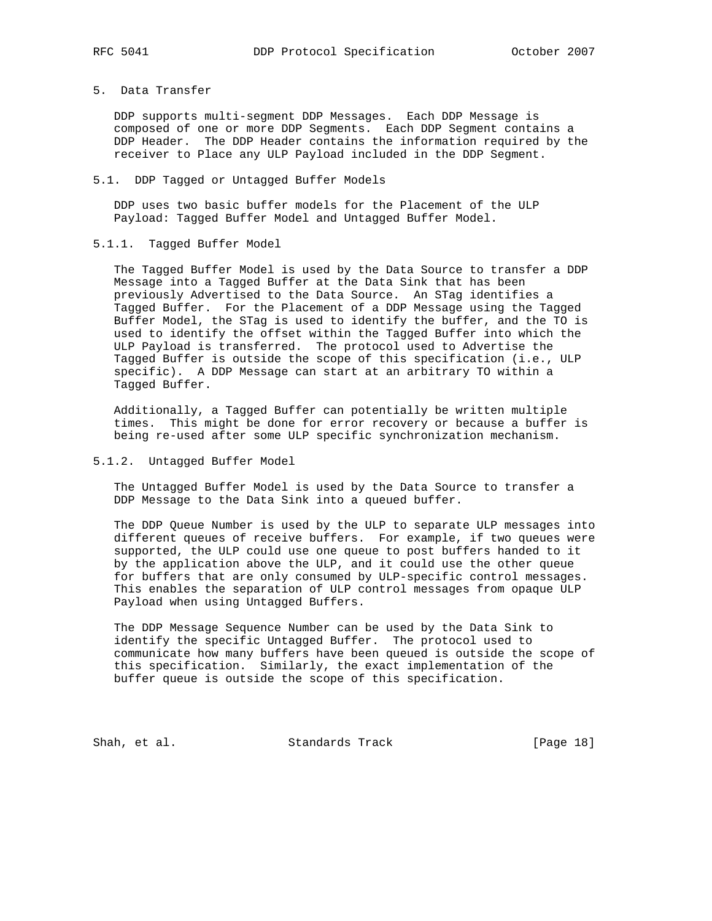# 5. Data Transfer

DDP supports multi-segment DDP Messages. Each DDP Message is composed of one or more DDP Segments. Each DDP Segment contains a DDP Header. The DDP Header contains the information required by the receiver to Place any ULP Payload included in the DDP Segment.

## 5.1. DDP Tagged or Untagged Buffer Models

DDP uses two basic buffer models for the Placement of the ULP Payload: Tagged Buffer Model and Untagged Buffer Model.

### 5.1.1. Tagged Buffer Model

The Tagged Buffer Model is used by the Data Source to transfer a DDP Message into a Tagged Buffer at the Data Sink that has been previously Advertised to the Data Source. An STag identifies a Tagged Buffer. For the Placement of a DDP Message using the Tagged Buffer Model, the STag is used to identify the buffer, and the TO is used to identify the offset within the Tagged Buffer into which the ULP Payload is transferred. The protocol used to Advertise the Tagged Buffer is outside the scope of this specification (i.e., ULP specific). A DDP Message can start at an arbitrary TO within a Tagged Buffer.

Additionally, a Tagged Buffer can potentially be written multiple times. This might be done for error recovery or because a buffer is being re-used after some ULP specific synchronization mechanism.

### 5.1.2. Untagged Buffer Model

The Untagged Buffer Model is used by the Data Source to transfer a DDP Message to the Data Sink into a queued buffer.

The DDP Queue Number is used by the ULP to separate ULP messages into different queues of receive buffers. For example, if two queues were supported, the ULP could use one queue to post buffers handed to it by the application above the ULP, and it could use the other queue for buffers that are only consumed by ULP-specific control messages. This enables the separation of ULP control messages from opaque ULP Payload when using Untagged Buffers.

The DDP Message Sequence Number can be used by the Data Sink to identify the specific Untagged Buffer. The protocol used to communicate how many buffers have been queued is outside the scope of this specification. Similarly, the exact implementation of the buffer queue is outside the scope of this specification.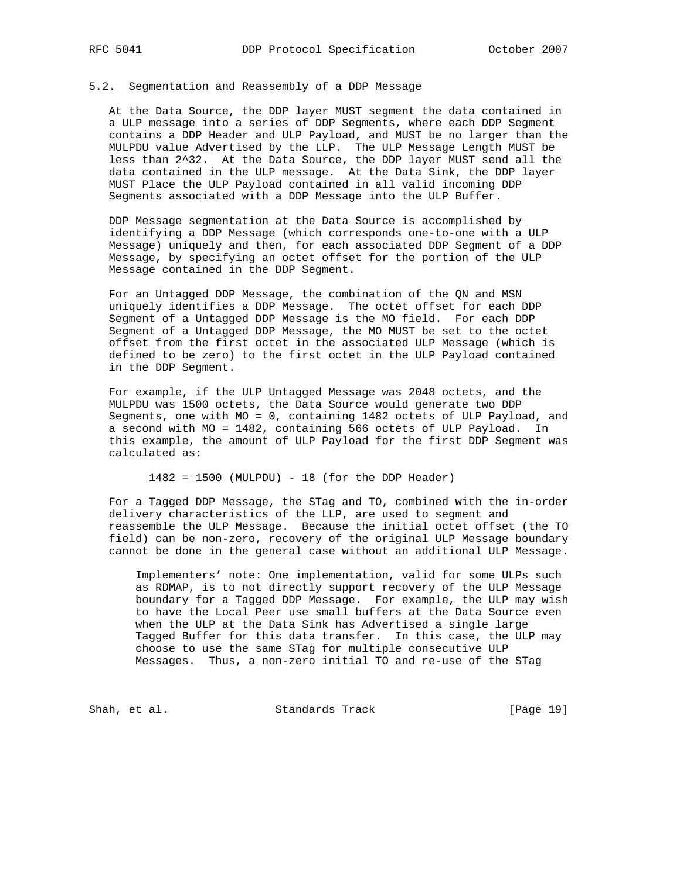## 5.2. Segmentation and Reassembly of a DDP Message

At the Data Source, the DDP layer MUST segment the data contained in a ULP message into a series of DDP Segments, where each DDP Segment contains a DDP Header and ULP Payload, and MUST be no larger than the MULPDU value Advertised by the LLP. The ULP Message Length MUST be less than $2^{32}$. At the Data Source, the DDP layer MUST send all the data contained in the ULP message. At the Data Sink, the DDP layer MUST Place the ULP Payload contained in all valid incoming DDP Segments associated with a DDP Message into the ULP Buffer.

DDP Message segmentation at the Data Source is accomplished by identifying a DDP Message (which corresponds one-to-one with a ULP Message) uniquely and then, for each associated DDP Segment of a DDP Message, by specifying an octet offset for the portion of the ULP Message contained in the DDP Segment.

For an Untagged DDP Message, the combination of the QN and MSN uniquely identifies a DDP Message. The octet offset for each DDP Segment of a Untagged DDP Message is the MO field. For each DDP Segment of a Untagged DDP Message, the MO MUST be set to the octet offset from the first octet in the associated ULP Message (which is defined to be zero) to the first octet in the ULP Payload contained in the DDP Segment.

For example, if the ULP Untagged Message was 2048 octets, and the MULPDU was 1500 octets, the Data Source would generate two DDP Segments, one with MO = 0, containing 1482 octets of ULP Payload, and a second with MO = 1482, containing 566 octets of ULP Payload. In this example, the amount of ULP Payload for the first DDP Segment was calculated as:

```
1482 = 1500 (MULPDU) - 18 (for the DDP Header)
```

For a Tagged DDP Message, the STag and TO, combined with the in-order delivery characteristics of the LLP, are used to segment and reassemble the ULP Message. Because the initial octet offset (the TO field) can be non-zero, recovery of the original ULP Message boundary cannot be done in the general case without an additional ULP Message.

> Implementers' note: One implementation, valid for some ULPs such as RDMAP, is to not directly support recovery of the ULP Message boundary for a Tagged DDP Message. For example, the ULP may wish to have the Local Peer use small buffers at the Data Source even when the ULP at the Data Sink has Advertised a single large Tagged Buffer for this data transfer. In this case, the ULP may choose to use the same STag for multiple consecutive ULP Messages. Thus, a non-zero initial TO and re-use of the STag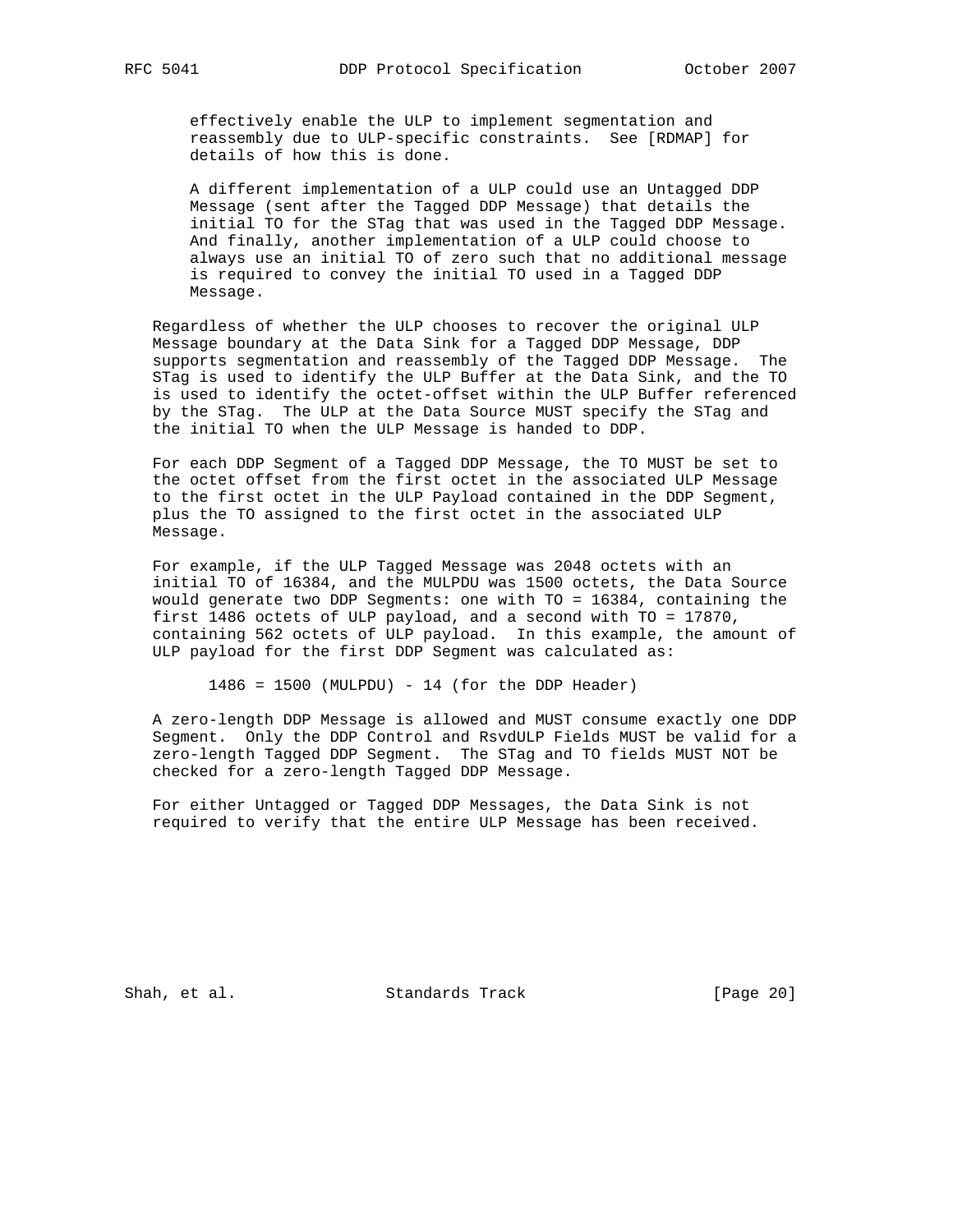effectively enable the ULP to implement segmentation and reassembly due to ULP-specific constraints. See [RDMAP] for details of how this is done.

A different implementation of a ULP could use an Untagged DDP Message (sent after the Tagged DDP Message) that details the initial TO for the STag that was used in the Tagged DDP Message. And finally, another implementation of a ULP could choose to always use an initial TO of zero such that no additional message is required to convey the initial TO used in a Tagged DDP Message.

Regardless of whether the ULP chooses to recover the original ULP Message boundary at the Data Sink for a Tagged DDP Message, DDP supports segmentation and reassembly of the Tagged DDP Message. The STag is used to identify the ULP Buffer at the Data Sink, and the TO is used to identify the octet-offset within the ULP Buffer referenced by the STag. The ULP at the Data Source MUST specify the STag and the initial TO when the ULP Message is handed to DDP.

For each DDP Segment of a Tagged DDP Message, the TO MUST be set to the octet offset from the first octet in the associated ULP Message to the first octet in the ULP Payload contained in the DDP Segment, plus the TO assigned to the first octet in the associated ULP Message.

For example, if the ULP Tagged Message was 2048 octets with an initial TO of 16384, and the MULPDU was 1500 octets, the Data Source would generate two DDP Segments: one with TO = 16384, containing the first 1486 octets of ULP payload, and a second with TO = 17870, containing 562 octets of ULP payload. In this example, the amount of ULP payload for the first DDP Segment was calculated as:

```
1486 = 1500 (MULPDU) - 14 (for the DDP Header)
```

A zero-length DDP Message is allowed and MUST consume exactly one DDP Segment. Only the DDP Control and RsvdULP Fields MUST be valid for a zero-length Tagged DDP Segment. The STag and TO fields MUST NOT be checked for a zero-length Tagged DDP Message.

For either Untagged or Tagged DDP Messages, the Data Sink is not required to verify that the entire ULP Message has been received.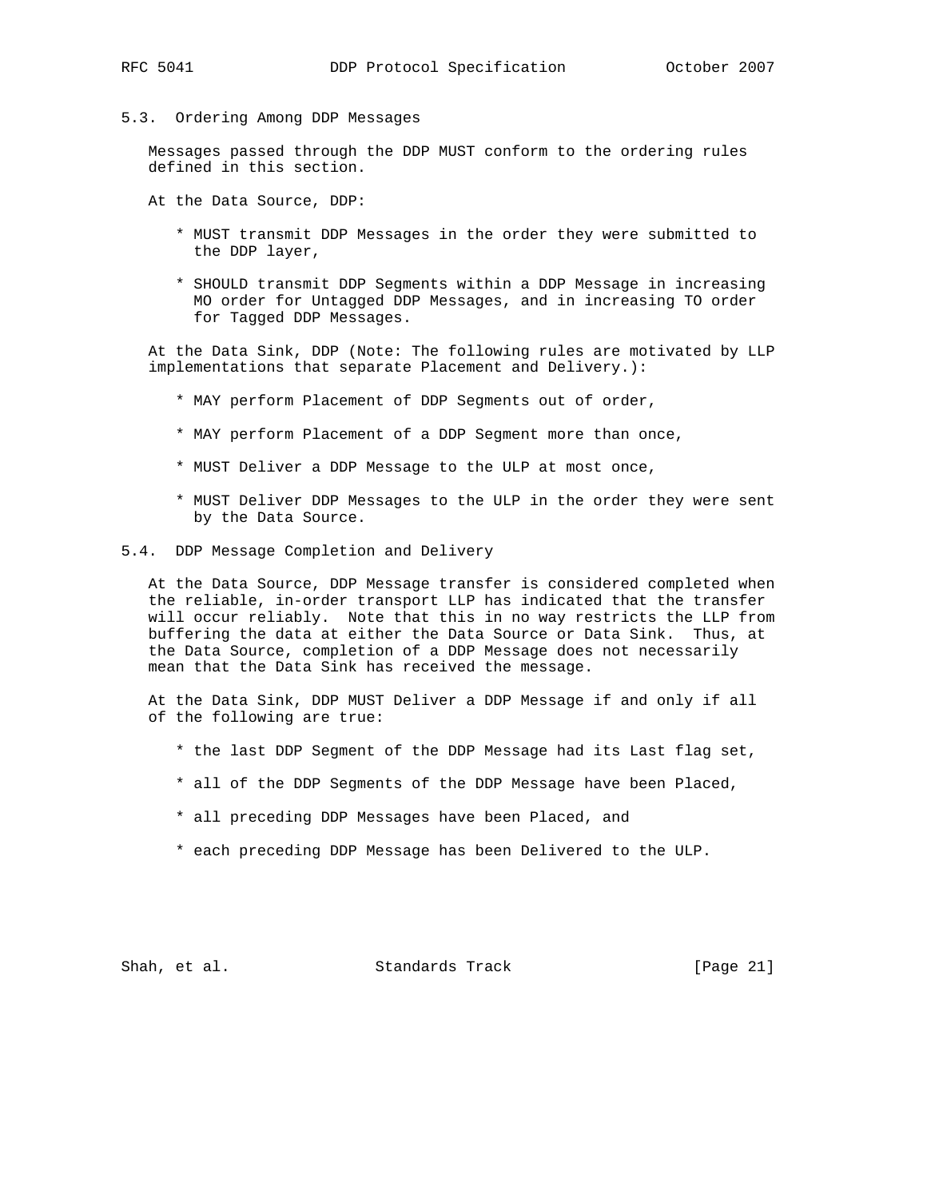### 5.3. Ordering Among DDP Messages

Messages passed through the DDP MUST conform to the ordering rules defined in this section.

At the Data Source, DDP:

* MUST transmit DDP Messages in the order they were submitted to the DDP layer,
* SHOULD transmit DDP Segments within a DDP Message in increasing MO order for Untagged DDP Messages, and in increasing TO order for Tagged DDP Messages.

At the Data Sink, DDP (Note: The following rules are motivated by LLP implementations that separate Placement and Delivery.):

* MAY perform Placement of DDP Segments out of order,
* MAY perform Placement of a DDP Segment more than once,
* MUST Deliver a DDP Message to the ULP at most once,
* MUST Deliver DDP Messages to the ULP in the order they were sent by the Data Source.

### 5.4. DDP Message Completion and Delivery

At the Data Source, DDP Message transfer is considered completed when the reliable, in-order transport LLP has indicated that the transfer will occur reliably. Note that this in no way restricts the LLP from buffering the data at either the Data Source or Data Sink. Thus, at the Data Source, completion of a DDP Message does not necessarily mean that the Data Sink has received the message.

At the Data Sink, DDP MUST Deliver a DDP Message if and only if all of the following are true:

* the last DDP Segment of the DDP Message had its Last flag set,
* all of the DDP Segments of the DDP Message have been Placed,
* all preceding DDP Messages have been Placed, and
* each preceding DDP Message has been Delivered to the ULP.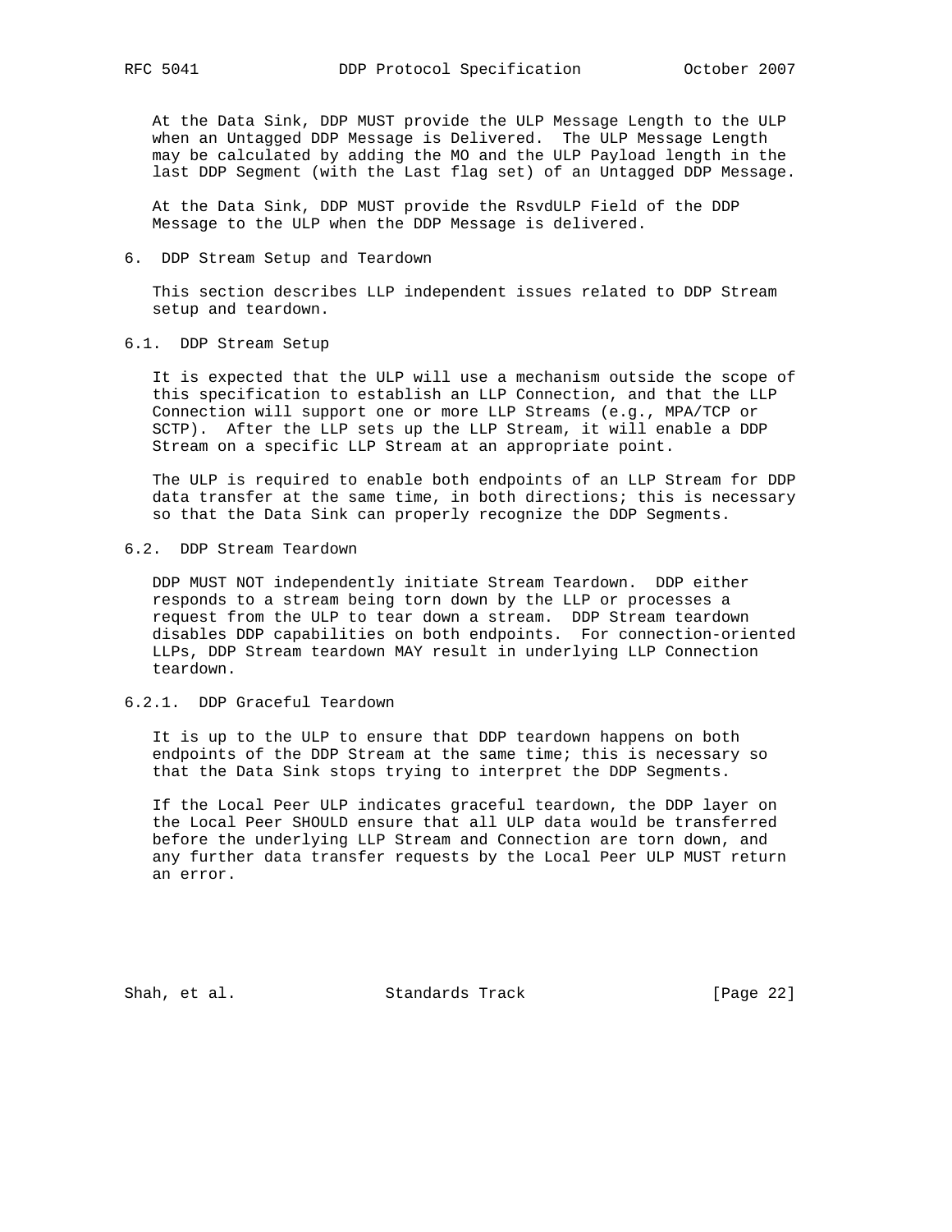At the Data Sink, DDP MUST provide the ULP Message Length to the ULP when an Untagged DDP Message is Delivered. The ULP Message Length may be calculated by adding the MO and the ULP Payload length in the last DDP Segment (with the Last flag set) of an Untagged DDP Message.

At the Data Sink, DDP MUST provide the RsvdULP Field of the DDP Message to the ULP when the DDP Message is delivered.

# 6. DDP Stream Setup and Teardown

This section describes LLP independent issues related to DDP Stream setup and teardown.

## 6.1. DDP Stream Setup

It is expected that the ULP will use a mechanism outside the scope of this specification to establish an LLP Connection, and that the LLP Connection will support one or more LLP Streams (e.g., MPA/TCP or SCTP). After the LLP sets up the LLP Stream, it will enable a DDP Stream on a specific LLP Stream at an appropriate point.

The ULP is required to enable both endpoints of an LLP Stream for DDP data transfer at the same time, in both directions; this is necessary so that the Data Sink can properly recognize the DDP Segments.

## 6.2. DDP Stream Teardown

DDP MUST NOT independently initiate Stream Teardown. DDP either responds to a stream being torn down by the LLP or processes a request from the ULP to tear down a stream. DDP Stream teardown disables DDP capabilities on both endpoints. For connection-oriented LLPs, DDP Stream teardown MAY result in underlying LLP Connection teardown.

### 6.2.1. DDP Graceful Teardown

It is up to the ULP to ensure that DDP teardown happens on both endpoints of the DDP Stream at the same time; this is necessary so that the Data Sink stops trying to interpret the DDP Segments.

If the Local Peer ULP indicates graceful teardown, the DDP layer on the Local Peer SHOULD ensure that all ULP data would be transferred before the underlying LLP Stream and Connection are torn down, and any further data transfer requests by the Local Peer ULP MUST return an error.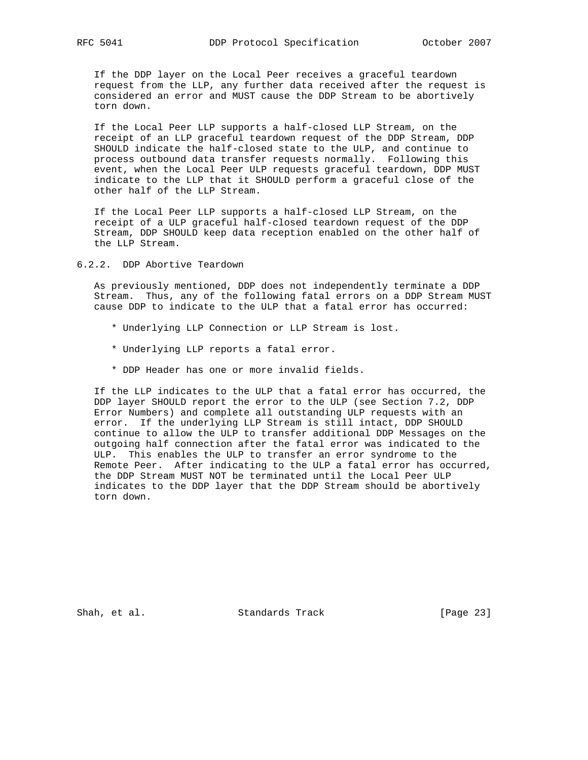If the DDP layer on the Local Peer receives a graceful teardown request from the LLP, any further data received after the request is considered an error and MUST cause the DDP Stream to be abortively torn down.

If the Local Peer LLP supports a half-closed LLP Stream, on the receipt of an LLP graceful teardown request of the DDP Stream, DDP SHOULD indicate the half-closed state to the ULP, and continue to process outbound data transfer requests normally. Following this event, when the Local Peer ULP requests graceful teardown, DDP MUST indicate to the LLP that it SHOULD perform a graceful close of the other half of the LLP Stream.

If the Local Peer LLP supports a half-closed LLP Stream, on the receipt of a ULP graceful half-closed teardown request of the DDP Stream, DDP SHOULD keep data reception enabled on the other half of the LLP Stream.

### 6.2.2. DDP Abortive Teardown

As previously mentioned, DDP does not independently terminate a DDP Stream. Thus, any of the following fatal errors on a DDP Stream MUST cause DDP to indicate to the ULP that a fatal error has occurred:

* Underlying LLP Connection or LLP Stream is lost.
* Underlying LLP reports a fatal error.
* DDP Header has one or more invalid fields.

If the LLP indicates to the ULP that a fatal error has occurred, the DDP layer SHOULD report the error to the ULP (see Section 7.2, DDP Error Numbers) and complete all outstanding ULP requests with an error. If the underlying LLP Stream is still intact, DDP SHOULD continue to allow the ULP to transfer additional DDP Messages on the outgoing half connection after the fatal error was indicated to the ULP. This enables the ULP to transfer an error syndrome to the Remote Peer. After indicating to the ULP a fatal error has occurred, the DDP Stream MUST NOT be terminated until the Local Peer ULP indicates to the DDP layer that the DDP Stream should be abortively torn down.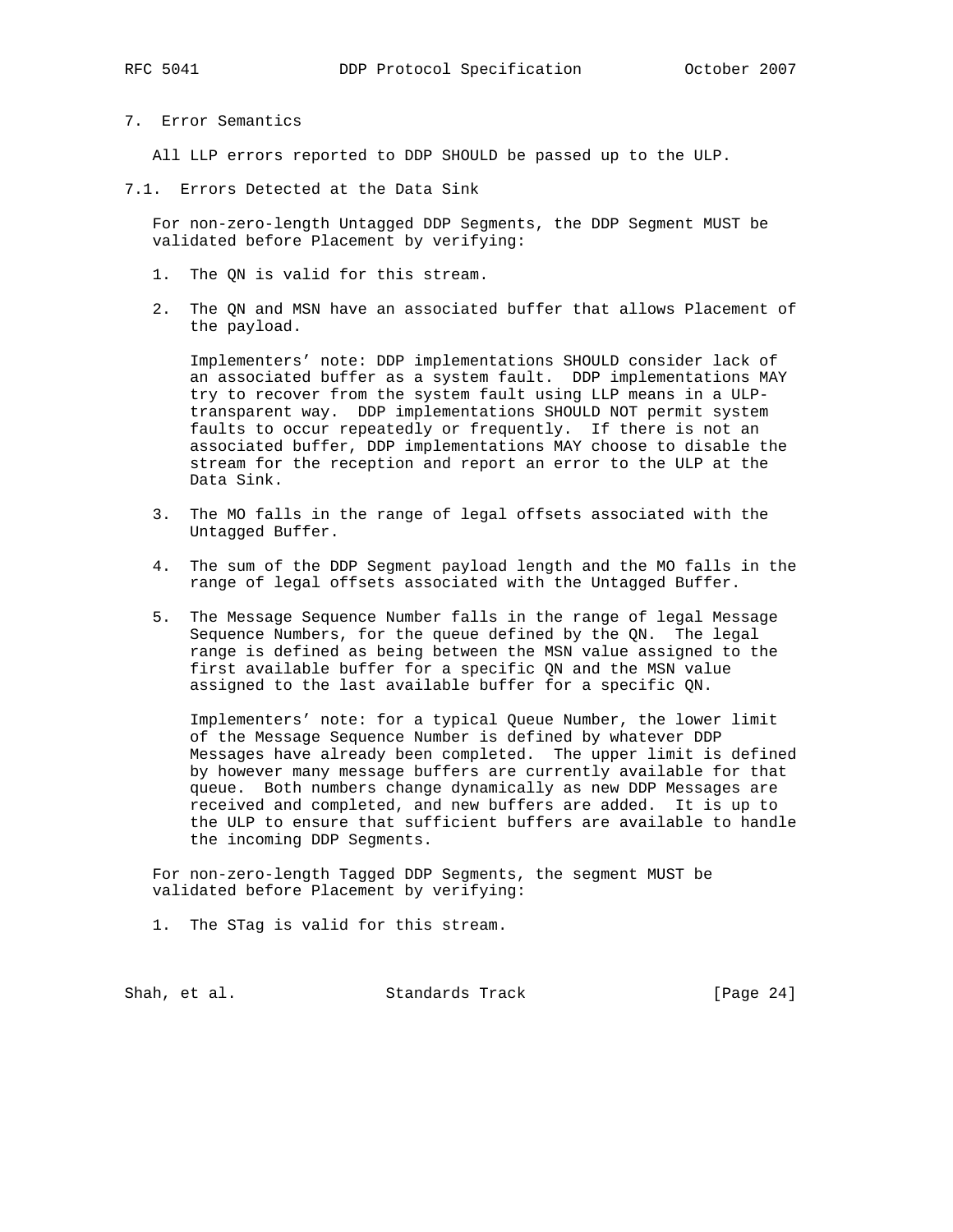# 7. Error Semantics

All LLP errors reported to DDP SHOULD be passed up to the ULP.

## 7.1. Errors Detected at the Data Sink

For non-zero-length Untagged DDP Segments, the DDP Segment MUST be validated before Placement by verifying:

1. The QN is valid for this stream.

2. The QN and MSN have an associated buffer that allows Placement of the payload.

   Implementers' note: DDP implementations SHOULD consider lack of an associated buffer as a system fault. DDP implementations MAY try to recover from the system fault using LLP means in a ULP-transparent way. DDP implementations SHOULD NOT permit system faults to occur repeatedly or frequently. If there is not an associated buffer, DDP implementations MAY choose to disable the stream for the reception and report an error to the ULP at the Data Sink.

3. The MO falls in the range of legal offsets associated with the Untagged Buffer.

4. The sum of the DDP Segment payload length and the MO falls in the range of legal offsets associated with the Untagged Buffer.

5. The Message Sequence Number falls in the range of legal Message Sequence Numbers, for the queue defined by the QN. The legal range is defined as being between the MSN value assigned to the first available buffer for a specific QN and the MSN value assigned to the last available buffer for a specific QN.

   Implementers' note: for a typical Queue Number, the lower limit of the Message Sequence Number is defined by whatever DDP Messages have already been completed. The upper limit is defined by however many message buffers are currently available for that queue. Both numbers change dynamically as new DDP Messages are received and completed, and new buffers are added. It is up to the ULP to ensure that sufficient buffers are available to handle the incoming DDP Segments.

For non-zero-length Tagged DDP Segments, the segment MUST be validated before Placement by verifying:

1. The STag is valid for this stream.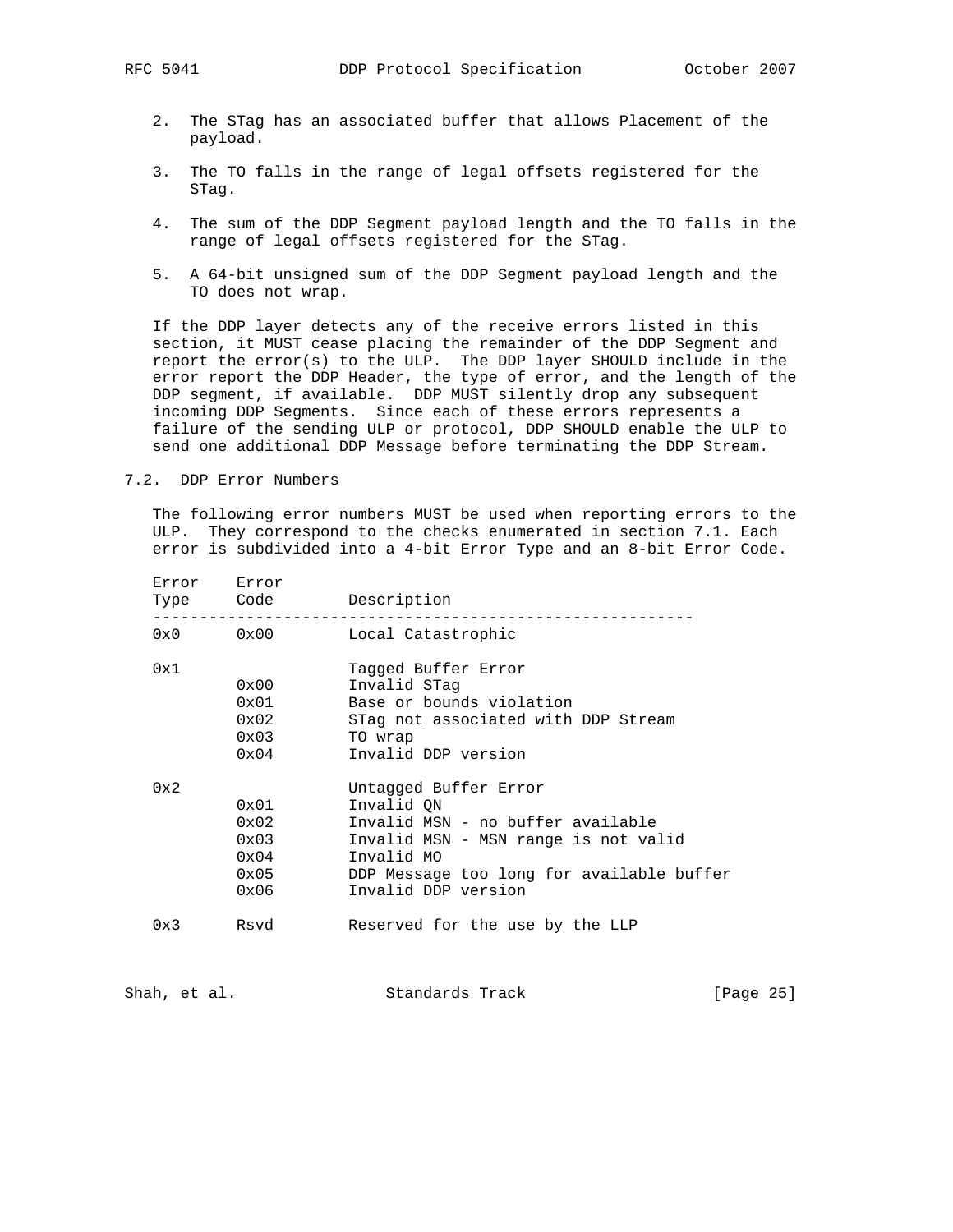2. The STag has an associated buffer that allows Placement of the payload.

3. The TO falls in the range of legal offsets registered for the STag.

4. The sum of the DDP Segment payload length and the TO falls in the range of legal offsets registered for the STag.

5. A 64-bit unsigned sum of the DDP Segment payload length and the TO does not wrap.

If the DDP layer detects any of the receive errors listed in this section, it MUST cease placing the remainder of the DDP Segment and report the error(s) to the ULP. The DDP layer SHOULD include in the error report the DDP Header, the type of error, and the length of the DDP segment, if available. DDP MUST silently drop any subsequent incoming DDP Segments. Since each of these errors represents a failure of the sending ULP or protocol, DDP SHOULD enable the ULP to send one additional DDP Message before terminating the DDP Stream.

## 7.2. DDP Error Numbers

The following error numbers MUST be used when reporting errors to the ULP. They correspond to the checks enumerated in section 7.1. Each error is subdivided into a 4-bit Error Type and an 8-bit Error Code.

| Error Type | Error Code | Description |
|---|---|---|
| 0x0 | 0x00 | Local Catastrophic |
| 0x1 | | Tagged Buffer Error |
| | 0x00 | Invalid STag |
| | 0x01 | Base or bounds violation |
| | 0x02 | STag not associated with DDP Stream |
| | 0x03 | TO wrap |
| | 0x04 | Invalid DDP version |
| 0x2 | | Untagged Buffer Error |
| | 0x01 | Invalid QN |
| | 0x02 | Invalid MSN - no buffer available |
| | 0x03 | Invalid MSN - MSN range is not valid |
| | 0x04 | Invalid MO |
| | 0x05 | DDP Message too long for available buffer |
| | 0x06 | Invalid DDP version |
| 0x3 | Rsvd | Reserved for the use by the LLP |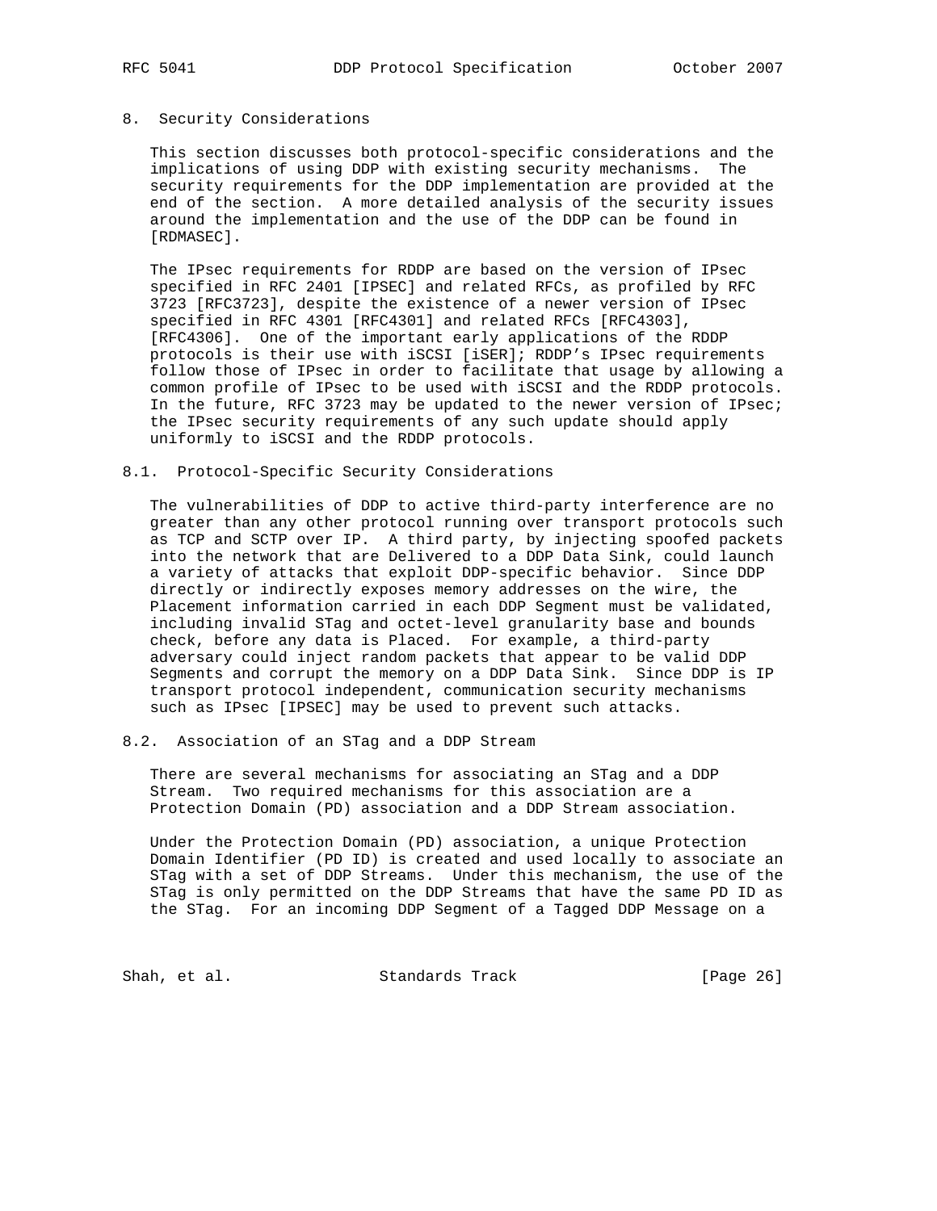## 8. Security Considerations

This section discusses both protocol-specific considerations and the implications of using DDP with existing security mechanisms. The security requirements for the DDP implementation are provided at the end of the section. A more detailed analysis of the security issues around the implementation and the use of the DDP can be found in [RDMASEC].

The IPsec requirements for RDDP are based on the version of IPsec specified in RFC 2401 [IPSEC] and related RFCs, as profiled by RFC 3723 [RFC3723], despite the existence of a newer version of IPsec specified in RFC 4301 [RFC4301] and related RFCs [RFC4303], [RFC4306]. One of the important early applications of the RDDP protocols is their use with iSCSI [iSER]; RDDP's IPsec requirements follow those of IPsec in order to facilitate that usage by allowing a common profile of IPsec to be used with iSCSI and the RDDP protocols. In the future, RFC 3723 may be updated to the newer version of IPsec; the IPsec security requirements of any such update should apply uniformly to iSCSI and the RDDP protocols.

### 8.1. Protocol-Specific Security Considerations

The vulnerabilities of DDP to active third-party interference are no greater than any other protocol running over transport protocols such as TCP and SCTP over IP. A third party, by injecting spoofed packets into the network that are Delivered to a DDP Data Sink, could launch a variety of attacks that exploit DDP-specific behavior. Since DDP directly or indirectly exposes memory addresses on the wire, the Placement information carried in each DDP Segment must be validated, including invalid STag and octet-level granularity base and bounds check, before any data is Placed. For example, a third-party adversary could inject random packets that appear to be valid DDP Segments and corrupt the memory on a DDP Data Sink. Since DDP is IP transport protocol independent, communication security mechanisms such as IPsec [IPSEC] may be used to prevent such attacks.

### 8.2. Association of an STag and a DDP Stream

There are several mechanisms for associating an STag and a DDP Stream. Two required mechanisms for this association are a Protection Domain (PD) association and a DDP Stream association.

Under the Protection Domain (PD) association, a unique Protection Domain Identifier (PD ID) is created and used locally to associate an STag with a set of DDP Streams. Under this mechanism, the use of the STag is only permitted on the DDP Streams that have the same PD ID as the STag. For an incoming DDP Segment of a Tagged DDP Message on a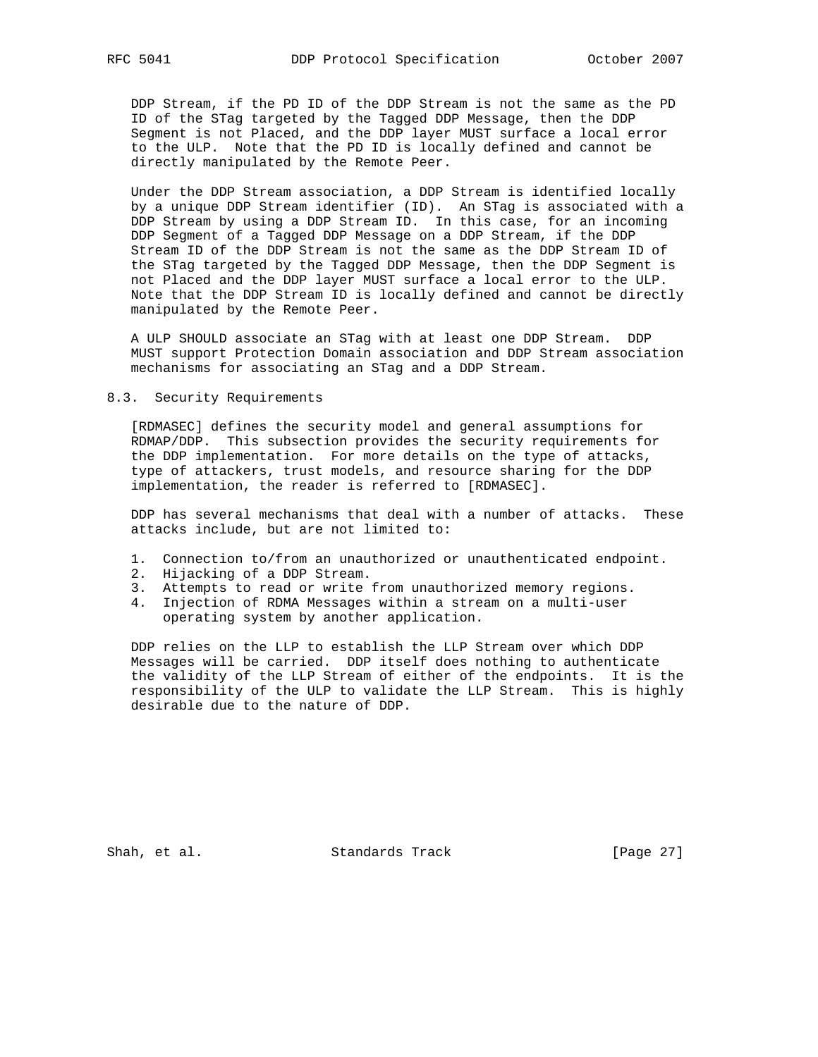DDP Stream, if the PD ID of the DDP Stream is not the same as the PD ID of the STag targeted by the Tagged DDP Message, then the DDP Segment is not Placed, and the DDP layer MUST surface a local error to the ULP. Note that the PD ID is locally defined and cannot be directly manipulated by the Remote Peer.

Under the DDP Stream association, a DDP Stream is identified locally by a unique DDP Stream identifier (ID). An STag is associated with a DDP Stream by using a DDP Stream ID. In this case, for an incoming DDP Segment of a Tagged DDP Message on a DDP Stream, if the DDP Stream ID of the DDP Stream is not the same as the DDP Stream ID of the STag targeted by the Tagged DDP Message, then the DDP Segment is not Placed and the DDP layer MUST surface a local error to the ULP. Note that the DDP Stream ID is locally defined and cannot be directly manipulated by the Remote Peer.

A ULP SHOULD associate an STag with at least one DDP Stream. DDP MUST support Protection Domain association and DDP Stream association mechanisms for associating an STag and a DDP Stream.

## 8.3. Security Requirements

[RDMASEC] defines the security model and general assumptions for RDMAP/DDP. This subsection provides the security requirements for the DDP implementation. For more details on the type of attacks, type of attackers, trust models, and resource sharing for the DDP implementation, the reader is referred to [RDMASEC].

DDP has several mechanisms that deal with a number of attacks. These attacks include, but are not limited to:

1. Connection to/from an unauthorized or unauthenticated endpoint.
2. Hijacking of a DDP Stream.
3. Attempts to read or write from unauthorized memory regions.
4. Injection of RDMA Messages within a stream on a multi-user operating system by another application.

DDP relies on the LLP to establish the LLP Stream over which DDP Messages will be carried. DDP itself does nothing to authenticate the validity of the LLP Stream of either of the endpoints. It is the responsibility of the ULP to validate the LLP Stream. This is highly desirable due to the nature of DDP.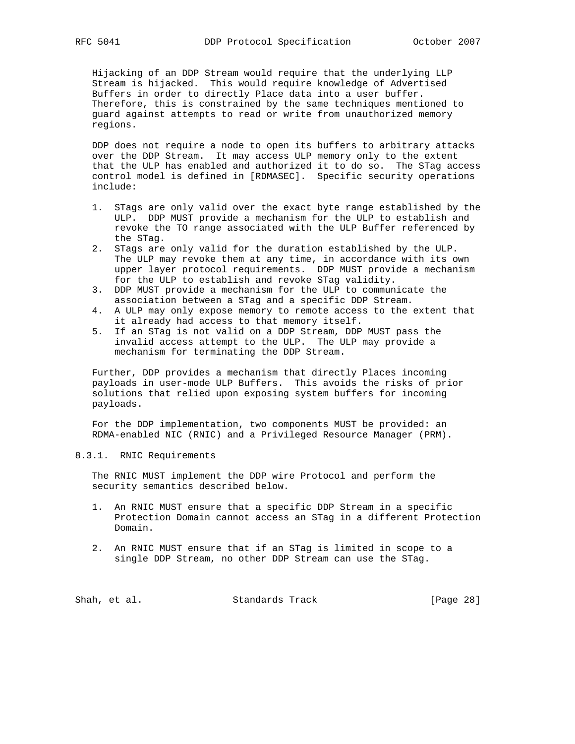Hijacking of an DDP Stream would require that the underlying LLP Stream is hijacked. This would require knowledge of Advertised Buffers in order to directly Place data into a user buffer. Therefore, this is constrained by the same techniques mentioned to guard against attempts to read or write from unauthorized memory regions.

DDP does not require a node to open its buffers to arbitrary attacks over the DDP Stream. It may access ULP memory only to the extent that the ULP has enabled and authorized it to do so. The STag access control model is defined in [RDMASEC]. Specific security operations include:

1. STags are only valid over the exact byte range established by the ULP. DDP MUST provide a mechanism for the ULP to establish and revoke the TO range associated with the ULP Buffer referenced by the STag.
2. STags are only valid for the duration established by the ULP. The ULP may revoke them at any time, in accordance with its own upper layer protocol requirements. DDP MUST provide a mechanism for the ULP to establish and revoke STag validity.
3. DDP MUST provide a mechanism for the ULP to communicate the association between a STag and a specific DDP Stream.
4. A ULP may only expose memory to remote access to the extent that it already had access to that memory itself.
5. If an STag is not valid on a DDP Stream, DDP MUST pass the invalid access attempt to the ULP. The ULP may provide a mechanism for terminating the DDP Stream.

Further, DDP provides a mechanism that directly Places incoming payloads in user-mode ULP Buffers. This avoids the risks of prior solutions that relied upon exposing system buffers for incoming payloads.

For the DDP implementation, two components MUST be provided: an RDMA-enabled NIC (RNIC) and a Privileged Resource Manager (PRM).

### 8.3.1. RNIC Requirements

The RNIC MUST implement the DDP wire Protocol and perform the security semantics described below.

1. An RNIC MUST ensure that a specific DDP Stream in a specific Protection Domain cannot access an STag in a different Protection Domain.

2. An RNIC MUST ensure that if an STag is limited in scope to a single DDP Stream, no other DDP Stream can use the STag.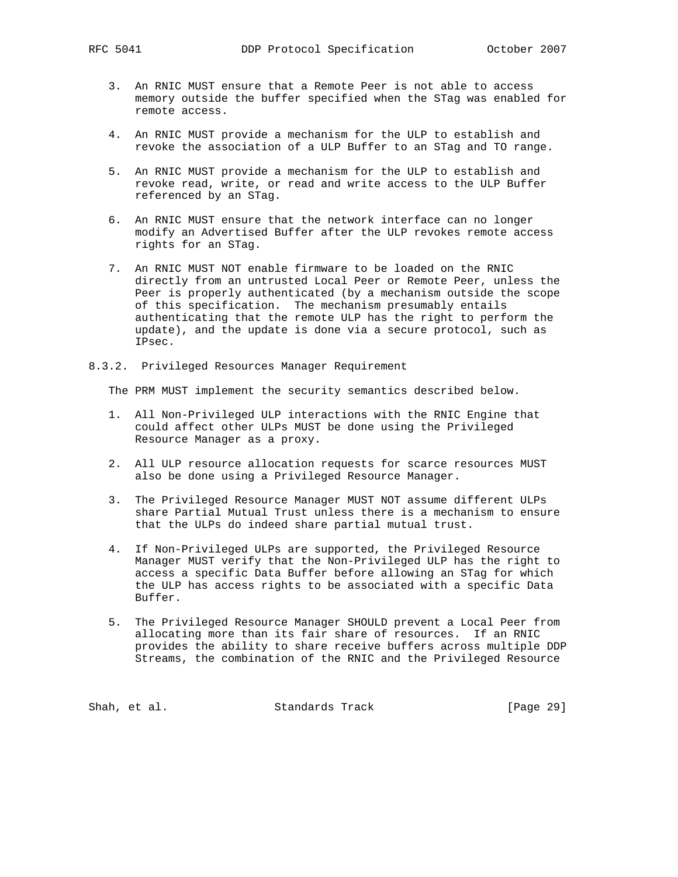3. An RNIC MUST ensure that a Remote Peer is not able to access memory outside the buffer specified when the STag was enabled for remote access.

4. An RNIC MUST provide a mechanism for the ULP to establish and revoke the association of a ULP Buffer to an STag and TO range.

5. An RNIC MUST provide a mechanism for the ULP to establish and revoke read, write, or read and write access to the ULP Buffer referenced by an STag.

6. An RNIC MUST ensure that the network interface can no longer modify an Advertised Buffer after the ULP revokes remote access rights for an STag.

7. An RNIC MUST NOT enable firmware to be loaded on the RNIC directly from an untrusted Local Peer or Remote Peer, unless the Peer is properly authenticated (by a mechanism outside the scope of this specification. The mechanism presumably entails authenticating that the remote ULP has the right to perform the update), and the update is done via a secure protocol, such as IPsec.

### 8.3.2. Privileged Resources Manager Requirement

The PRM MUST implement the security semantics described below.

1. All Non-Privileged ULP interactions with the RNIC Engine that could affect other ULPs MUST be done using the Privileged Resource Manager as a proxy.

2. All ULP resource allocation requests for scarce resources MUST also be done using a Privileged Resource Manager.

3. The Privileged Resource Manager MUST NOT assume different ULPs share Partial Mutual Trust unless there is a mechanism to ensure that the ULPs do indeed share partial mutual trust.

4. If Non-Privileged ULPs are supported, the Privileged Resource Manager MUST verify that the Non-Privileged ULP has the right to access a specific Data Buffer before allowing an STag for which the ULP has access rights to be associated with a specific Data Buffer.

5. The Privileged Resource Manager SHOULD prevent a Local Peer from allocating more than its fair share of resources. If an RNIC provides the ability to share receive buffers across multiple DDP Streams, the combination of the RNIC and the Privileged Resource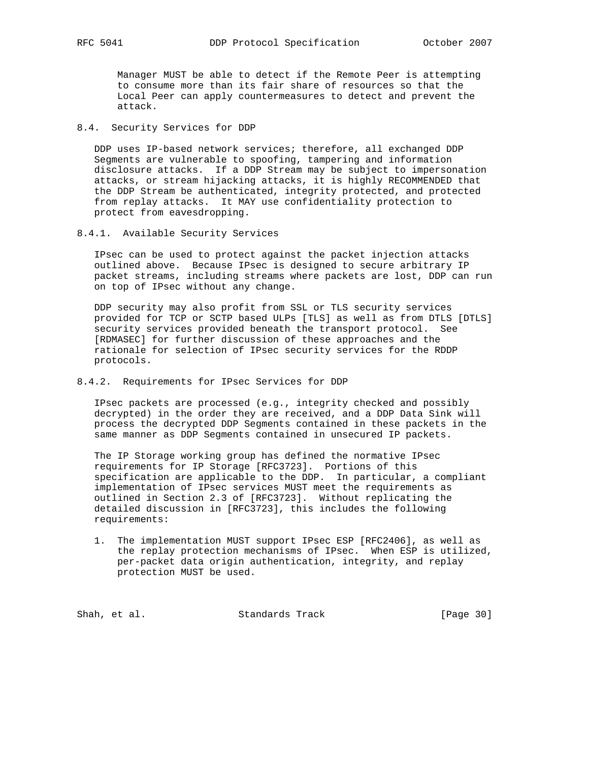Manager MUST be able to detect if the Remote Peer is attempting to consume more than its fair share of resources so that the Local Peer can apply countermeasures to detect and prevent the attack.

## 8.4. Security Services for DDP

DDP uses IP-based network services; therefore, all exchanged DDP Segments are vulnerable to spoofing, tampering and information disclosure attacks. If a DDP Stream may be subject to impersonation attacks, or stream hijacking attacks, it is highly RECOMMENDED that the DDP Stream be authenticated, integrity protected, and protected from replay attacks. It MAY use confidentiality protection to protect from eavesdropping.

### 8.4.1. Available Security Services

IPsec can be used to protect against the packet injection attacks outlined above. Because IPsec is designed to secure arbitrary IP packet streams, including streams where packets are lost, DDP can run on top of IPsec without any change.

DDP security may also profit from SSL or TLS security services provided for TCP or SCTP based ULPs [TLS] as well as from DTLS [DTLS] security services provided beneath the transport protocol. See [RDMASEC] for further discussion of these approaches and the rationale for selection of IPsec security services for the RDDP protocols.

### 8.4.2. Requirements for IPsec Services for DDP

IPsec packets are processed (e.g., integrity checked and possibly decrypted) in the order they are received, and a DDP Data Sink will process the decrypted DDP Segments contained in these packets in the same manner as DDP Segments contained in unsecured IP packets.

The IP Storage working group has defined the normative IPsec requirements for IP Storage [RFC3723]. Portions of this specification are applicable to the DDP. In particular, a compliant implementation of IPsec services MUST meet the requirements as outlined in Section 2.3 of [RFC3723]. Without replicating the detailed discussion in [RFC3723], this includes the following requirements:

1. The implementation MUST support IPsec ESP [RFC2406], as well as the replay protection mechanisms of IPsec. When ESP is utilized, per-packet data origin authentication, integrity, and replay protection MUST be used.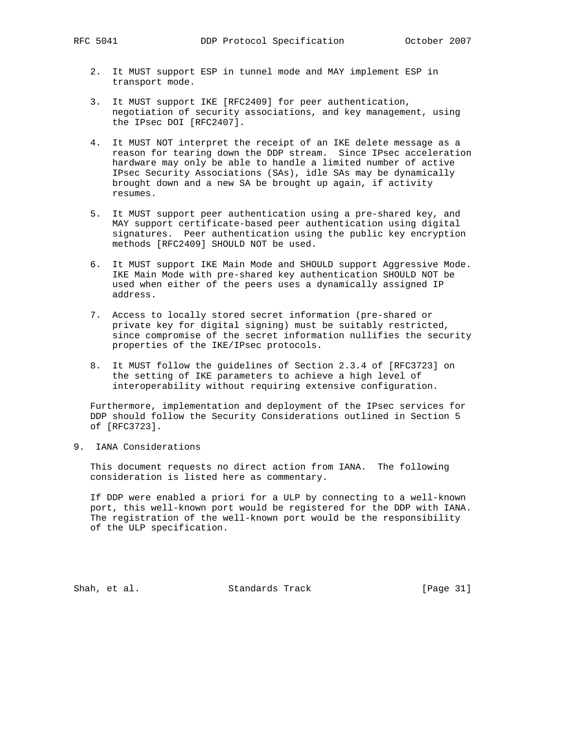2. It MUST support ESP in tunnel mode and MAY implement ESP in transport mode.

3. It MUST support IKE [RFC2409] for peer authentication, negotiation of security associations, and key management, using the IPsec DOI [RFC2407].

4. It MUST NOT interpret the receipt of an IKE delete message as a reason for tearing down the DDP stream. Since IPsec acceleration hardware may only be able to handle a limited number of active IPsec Security Associations (SAs), idle SAs may be dynamically brought down and a new SA be brought up again, if activity resumes.

5. It MUST support peer authentication using a pre-shared key, and MAY support certificate-based peer authentication using digital signatures. Peer authentication using the public key encryption methods [RFC2409] SHOULD NOT be used.

6. It MUST support IKE Main Mode and SHOULD support Aggressive Mode. IKE Main Mode with pre-shared key authentication SHOULD NOT be used when either of the peers uses a dynamically assigned IP address.

7. Access to locally stored secret information (pre-shared or private key for digital signing) must be suitably restricted, since compromise of the secret information nullifies the security properties of the IKE/IPsec protocols.

8. It MUST follow the guidelines of Section 2.3.4 of [RFC3723] on the setting of IKE parameters to achieve a high level of interoperability without requiring extensive configuration.

Furthermore, implementation and deployment of the IPsec services for DDP should follow the Security Considerations outlined in Section 5 of [RFC3723].

## 9. IANA Considerations

This document requests no direct action from IANA. The following consideration is listed here as commentary.

If DDP were enabled a priori for a ULP by connecting to a well-known port, this well-known port would be registered for the DDP with IANA. The registration of the well-known port would be the responsibility of the ULP specification.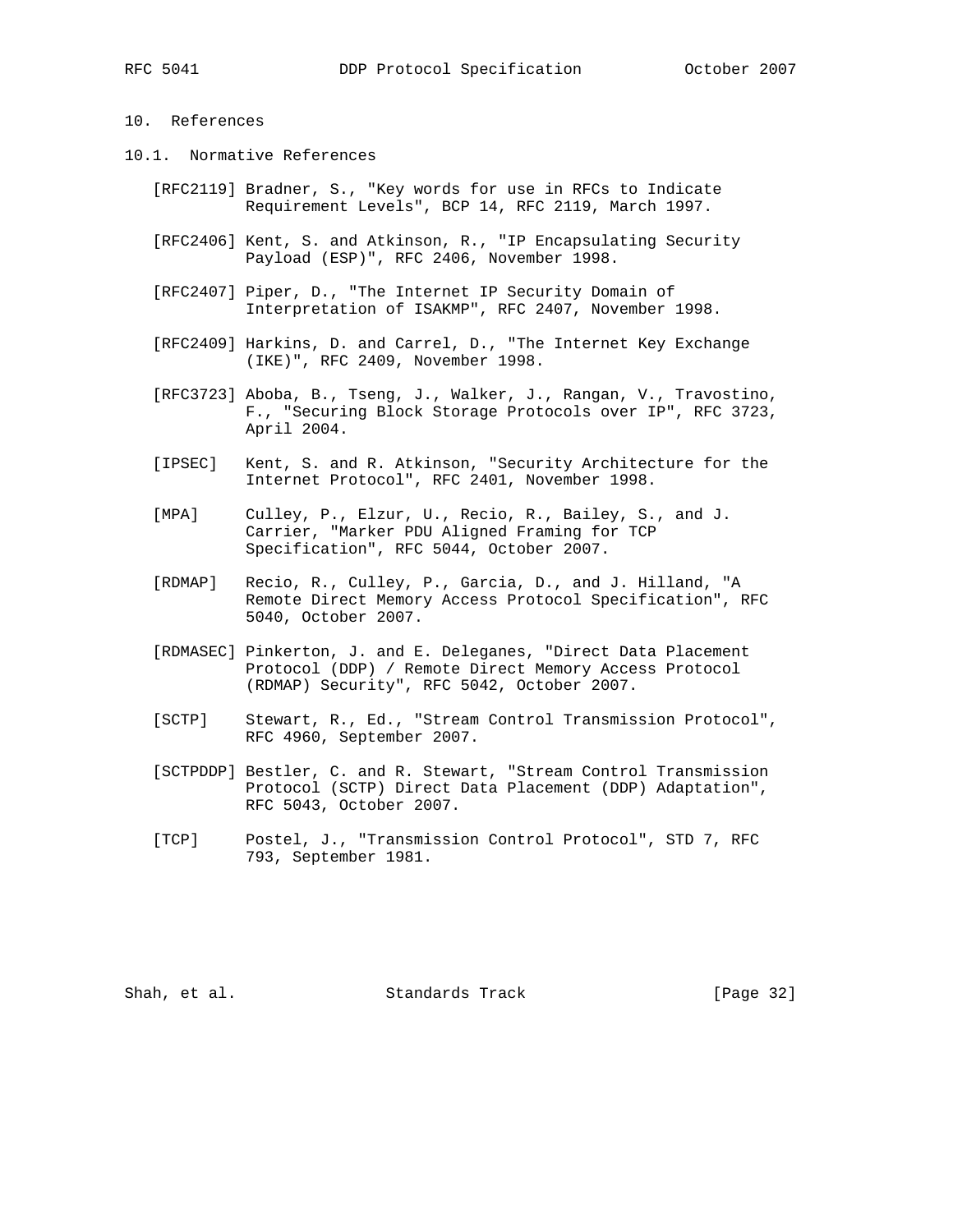# 10. References

## 10.1. Normative References

[RFC2119] Bradner, S., "Key words for use in RFCs to Indicate Requirement Levels", BCP 14, RFC 2119, March 1997.

[RFC2406] Kent, S. and Atkinson, R., "IP Encapsulating Security Payload (ESP)", RFC 2406, November 1998.

[RFC2407] Piper, D., "The Internet IP Security Domain of Interpretation of ISAKMP", RFC 2407, November 1998.

[RFC2409] Harkins, D. and Carrel, D., "The Internet Key Exchange (IKE)", RFC 2409, November 1998.

[RFC3723] Aboba, B., Tseng, J., Walker, J., Rangan, V., Travostino, F., "Securing Block Storage Protocols over IP", RFC 3723, April 2004.

[IPSEC] Kent, S. and R. Atkinson, "Security Architecture for the Internet Protocol", RFC 2401, November 1998.

[MPA] Culley, P., Elzur, U., Recio, R., Bailey, S., and J. Carrier, "Marker PDU Aligned Framing for TCP Specification", RFC 5044, October 2007.

[RDMAP] Recio, R., Culley, P., Garcia, D., and J. Hilland, "A Remote Direct Memory Access Protocol Specification", RFC 5040, October 2007.

[RDMASEC] Pinkerton, J. and E. Deleganes, "Direct Data Placement Protocol (DDP) / Remote Direct Memory Access Protocol (RDMAP) Security", RFC 5042, October 2007.

[SCTP] Stewart, R., Ed., "Stream Control Transmission Protocol", RFC 4960, September 2007.

[SCTPDDP] Bestler, C. and R. Stewart, "Stream Control Transmission Protocol (SCTP) Direct Data Placement (DDP) Adaptation", RFC 5043, October 2007.

[TCP] Postel, J., "Transmission Control Protocol", STD 7, RFC 793, September 1981.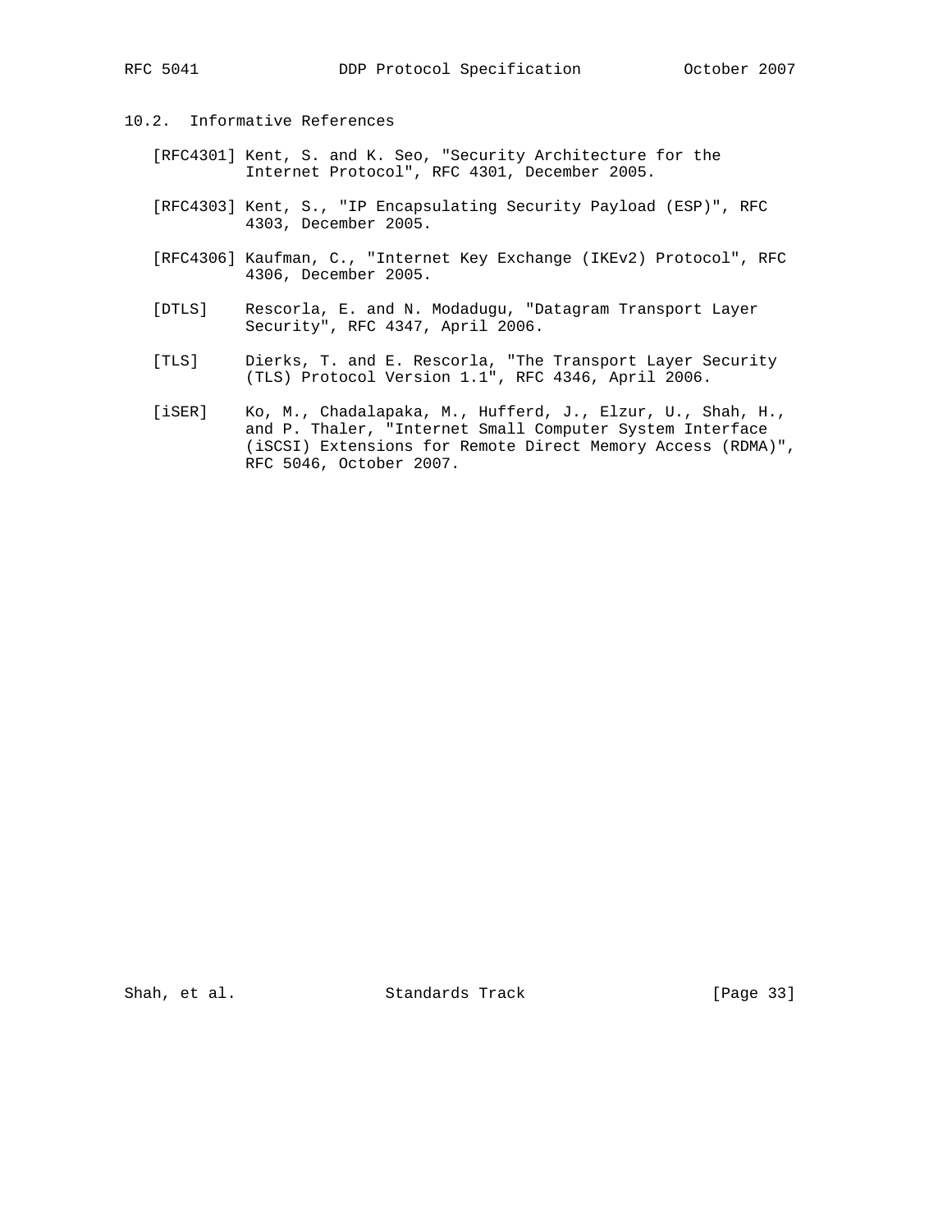## 10.2. Informative References

[RFC4301] Kent, S. and K. Seo, "Security Architecture for the Internet Protocol", RFC 4301, December 2005.

[RFC4303] Kent, S., "IP Encapsulating Security Payload (ESP)", RFC 4303, December 2005.

[RFC4306] Kaufman, C., "Internet Key Exchange (IKEv2) Protocol", RFC 4306, December 2005.

[DTLS] Rescorla, E. and N. Modadugu, "Datagram Transport Layer Security", RFC 4347, April 2006.

[TLS] Dierks, T. and E. Rescorla, "The Transport Layer Security (TLS) Protocol Version 1.1", RFC 4346, April 2006.

[iSER] Ko, M., Chadalapaka, M., Hufferd, J., Elzur, U., Shah, H., and P. Thaler, "Internet Small Computer System Interface (iSCSI) Extensions for Remote Direct Memory Access (RDMA)", RFC 5046, October 2007.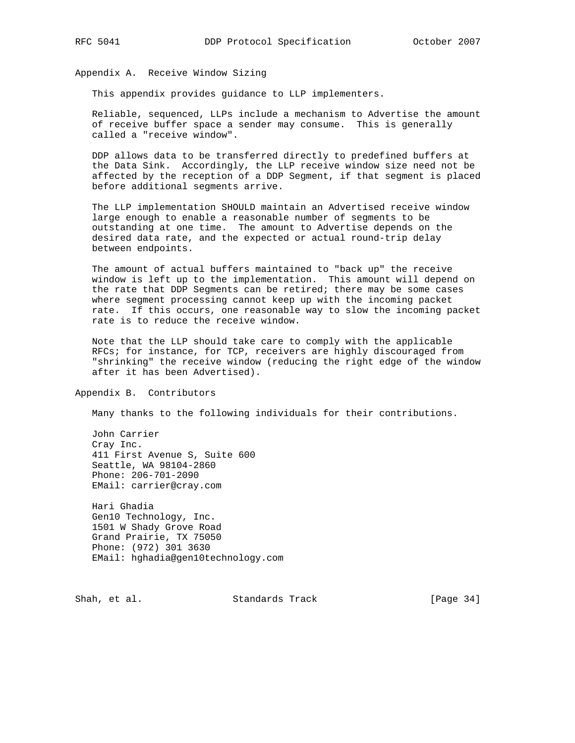## Appendix A. Receive Window Sizing

This appendix provides guidance to LLP implementers.

Reliable, sequenced, LLPs include a mechanism to Advertise the amount of receive buffer space a sender may consume. This is generally called a "receive window".

DDP allows data to be transferred directly to predefined buffers at the Data Sink. Accordingly, the LLP receive window size need not be affected by the reception of a DDP Segment, if that segment is placed before additional segments arrive.

The LLP implementation SHOULD maintain an Advertised receive window large enough to enable a reasonable number of segments to be outstanding at one time. The amount to Advertise depends on the desired data rate, and the expected or actual round-trip delay between endpoints.

The amount of actual buffers maintained to "back up" the receive window is left up to the implementation. This amount will depend on the rate that DDP Segments can be retired; there may be some cases where segment processing cannot keep up with the incoming packet rate. If this occurs, one reasonable way to slow the incoming packet rate is to reduce the receive window.

Note that the LLP should take care to comply with the applicable RFCs; for instance, for TCP, receivers are highly discouraged from "shrinking" the receive window (reducing the right edge of the window after it has been Advertised).

## Appendix B. Contributors

Many thanks to the following individuals for their contributions.

John Carrier
Cray Inc.
411 First Avenue S, Suite 600
Seattle, WA 98104-2860
Phone: 206-701-2090
EMail: carrier@cray.com

Hari Ghadia
Gen10 Technology, Inc.
1501 W Shady Grove Road
Grand Prairie, TX 75050
Phone: (972) 301 3630
EMail: hghadia@gen10technology.com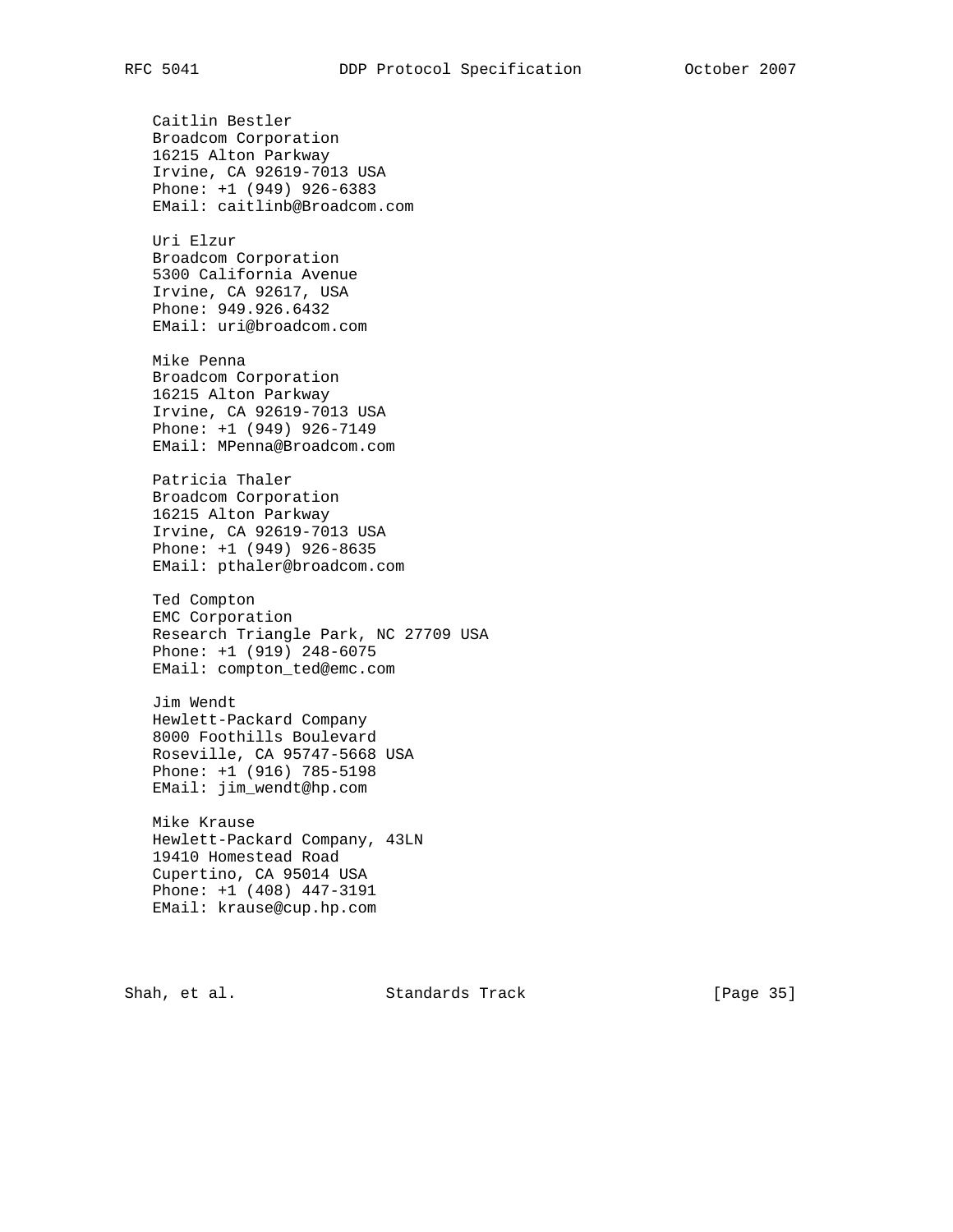Caitlin Bestler
Broadcom Corporation
16215 Alton Parkway
Irvine, CA 92619-7013 USA
Phone: +1 (949) 926-6383
EMail: caitlinb@Broadcom.com

Uri Elzur
Broadcom Corporation
5300 California Avenue
Irvine, CA 92617, USA
Phone: 949.926.6432
EMail: uri@broadcom.com

Mike Penna
Broadcom Corporation
16215 Alton Parkway
Irvine, CA 92619-7013 USA
Phone: +1 (949) 926-7149
EMail: MPenna@Broadcom.com

Patricia Thaler
Broadcom Corporation
16215 Alton Parkway
Irvine, CA 92619-7013 USA
Phone: +1 (949) 926-8635
EMail: pthaler@broadcom.com

Ted Compton
EMC Corporation
Research Triangle Park, NC 27709 USA
Phone: +1 (919) 248-6075
EMail: compton_ted@emc.com

Jim Wendt
Hewlett-Packard Company
8000 Foothills Boulevard
Roseville, CA 95747-5668 USA
Phone: +1 (916) 785-5198
EMail: jim_wendt@hp.com

Mike Krause
Hewlett-Packard Company, 43LN
19410 Homestead Road
Cupertino, CA 95014 USA
Phone: +1 (408) 447-3191
EMail: krause@cup.hp.com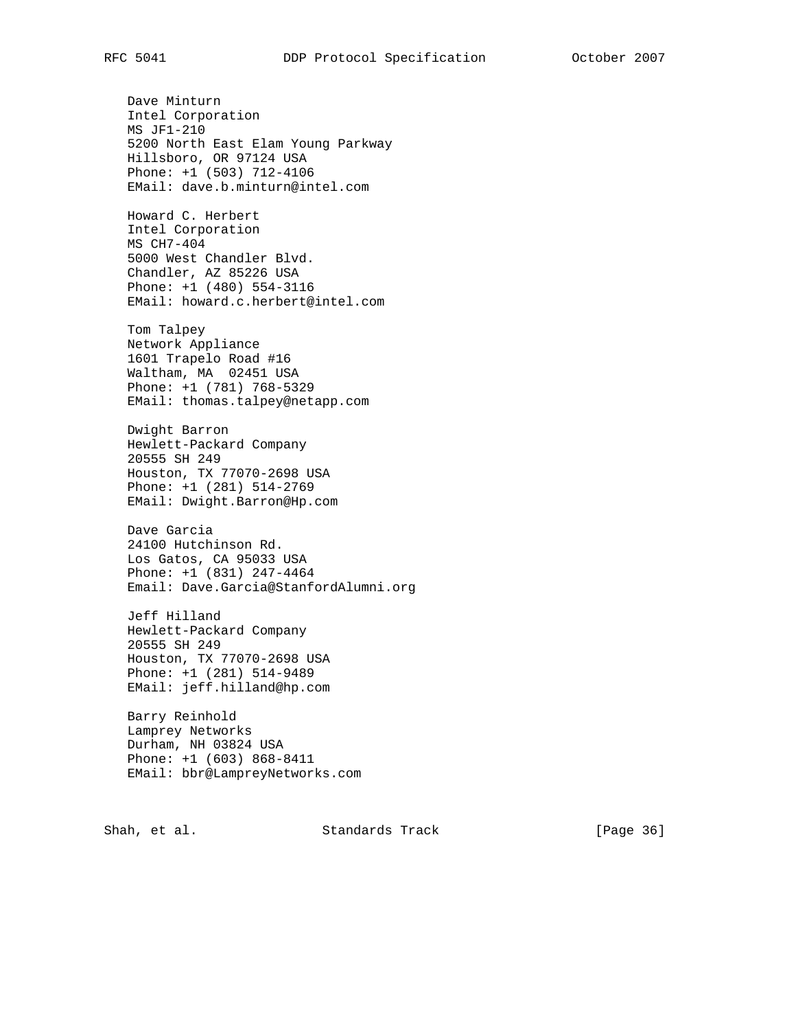Dave Minturn
Intel Corporation
MS JF1-210
5200 North East Elam Young Parkway
Hillsboro, OR 97124 USA
Phone: +1 (503) 712-4106
EMail: dave.b.minturn@intel.com

Howard C. Herbert
Intel Corporation
MS CH7-404
5000 West Chandler Blvd.
Chandler, AZ 85226 USA
Phone: +1 (480) 554-3116
EMail: howard.c.herbert@intel.com

Tom Talpey
Network Appliance
1601 Trapelo Road #16
Waltham, MA 02451 USA
Phone: +1 (781) 768-5329
EMail: thomas.talpey@netapp.com

Dwight Barron
Hewlett-Packard Company
20555 SH 249
Houston, TX 77070-2698 USA
Phone: +1 (281) 514-2769
EMail: Dwight.Barron@Hp.com

Dave Garcia
24100 Hutchinson Rd.
Los Gatos, CA 95033 USA
Phone: +1 (831) 247-4464
Email: Dave.Garcia@StanfordAlumni.org

Jeff Hilland
Hewlett-Packard Company
20555 SH 249
Houston, TX 77070-2698 USA
Phone: +1 (281) 514-9489
EMail: jeff.hilland@hp.com

Barry Reinhold
Lamprey Networks
Durham, NH 03824 USA
Phone: +1 (603) 868-8411
EMail: bbr@LampreyNetworks.com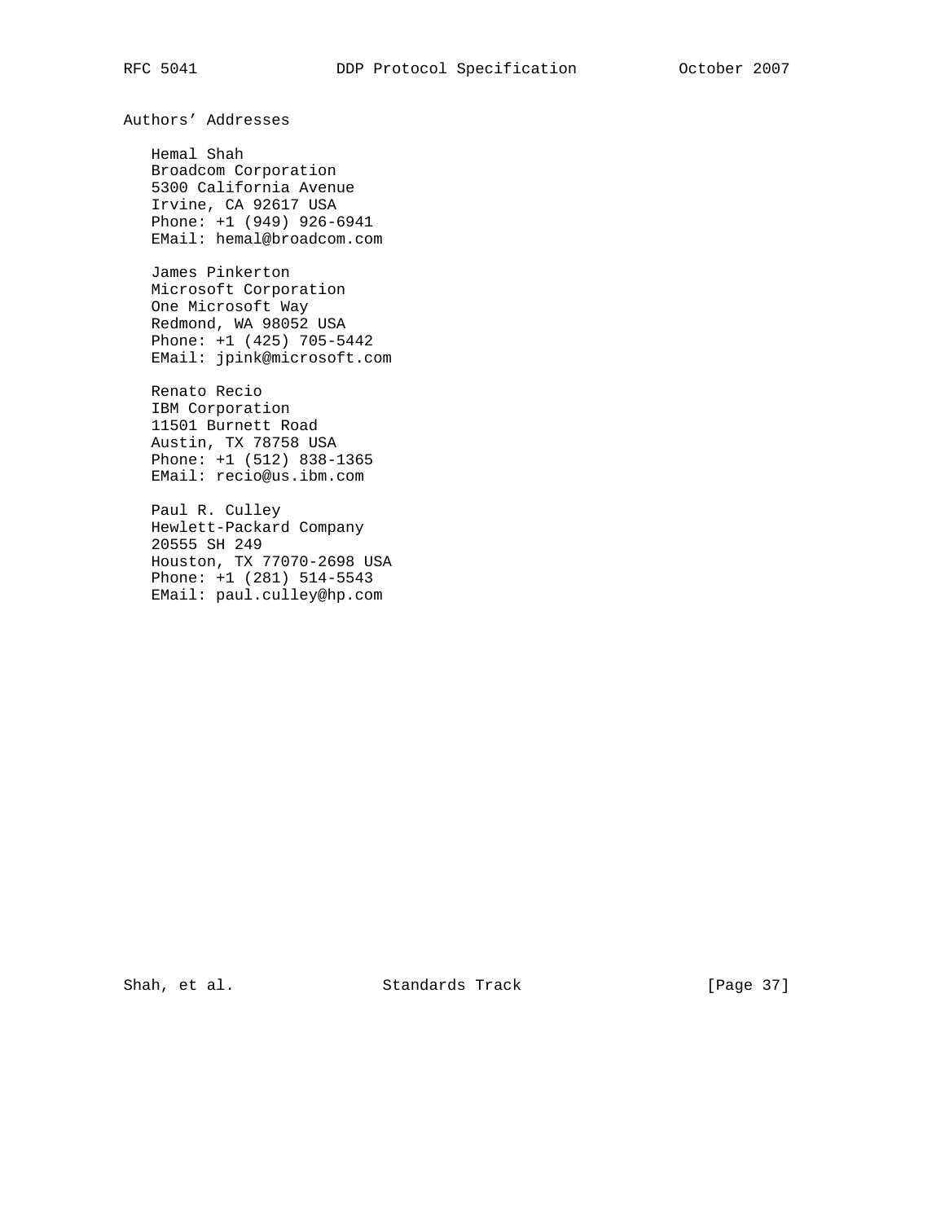## Authors' Addresses

Hemal Shah
Broadcom Corporation
5300 California Avenue
Irvine, CA 92617 USA
Phone: +1 (949) 926-6941
EMail: hemal@broadcom.com

James Pinkerton
Microsoft Corporation
One Microsoft Way
Redmond, WA 98052 USA
Phone: +1 (425) 705-5442
EMail: jpink@microsoft.com

Renato Recio
IBM Corporation
11501 Burnett Road
Austin, TX 78758 USA
Phone: +1 (512) 838-1365
EMail: recio@us.ibm.com

Paul R. Culley
Hewlett-Packard Company
20555 SH 249
Houston, TX 77070-2698 USA
Phone: +1 (281) 514-5543
EMail: paul.culley@hp.com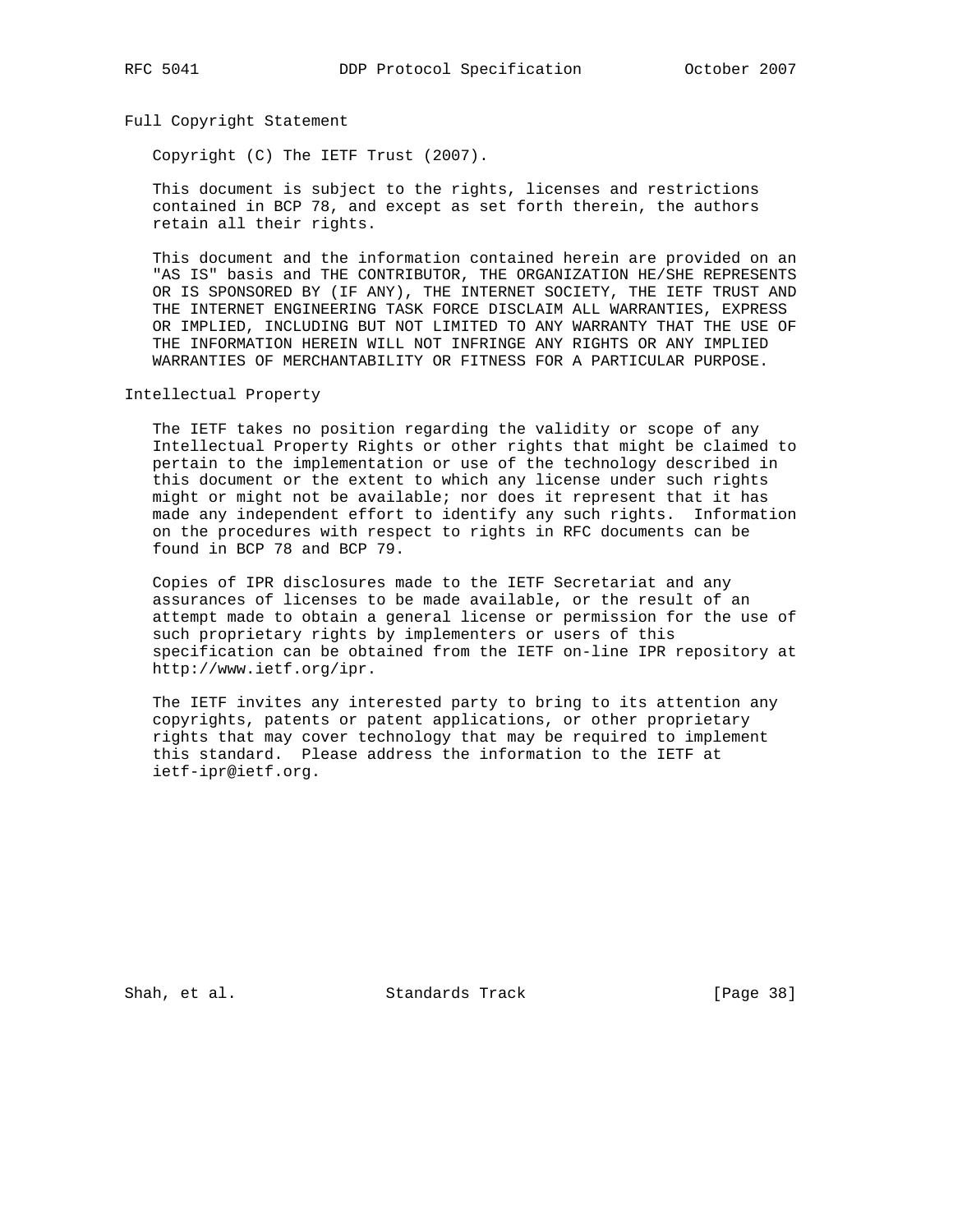## Full Copyright Statement

Copyright (C) The IETF Trust (2007).

This document is subject to the rights, licenses and restrictions contained in BCP 78, and except as set forth therein, the authors retain all their rights.

This document and the information contained herein are provided on an "AS IS" basis and THE CONTRIBUTOR, THE ORGANIZATION HE/SHE REPRESENTS OR IS SPONSORED BY (IF ANY), THE INTERNET SOCIETY, THE IETF TRUST AND THE INTERNET ENGINEERING TASK FORCE DISCLAIM ALL WARRANTIES, EXPRESS OR IMPLIED, INCLUDING BUT NOT LIMITED TO ANY WARRANTY THAT THE USE OF THE INFORMATION HEREIN WILL NOT INFRINGE ANY RIGHTS OR ANY IMPLIED WARRANTIES OF MERCHANTABILITY OR FITNESS FOR A PARTICULAR PURPOSE.

## Intellectual Property

The IETF takes no position regarding the validity or scope of any Intellectual Property Rights or other rights that might be claimed to pertain to the implementation or use of the technology described in this document or the extent to which any license under such rights might or might not be available; nor does it represent that it has made any independent effort to identify any such rights. Information on the procedures with respect to rights in RFC documents can be found in BCP 78 and BCP 79.

Copies of IPR disclosures made to the IETF Secretariat and any assurances of licenses to be made available, or the result of an attempt made to obtain a general license or permission for the use of such proprietary rights by implementers or users of this specification can be obtained from the IETF on-line IPR repository at http://www.ietf.org/ipr.

The IETF invites any interested party to bring to its attention any copyrights, patents or patent applications, or other proprietary rights that may cover technology that may be required to implement this standard. Please address the information to the IETF at ietf-ipr@ietf.org.